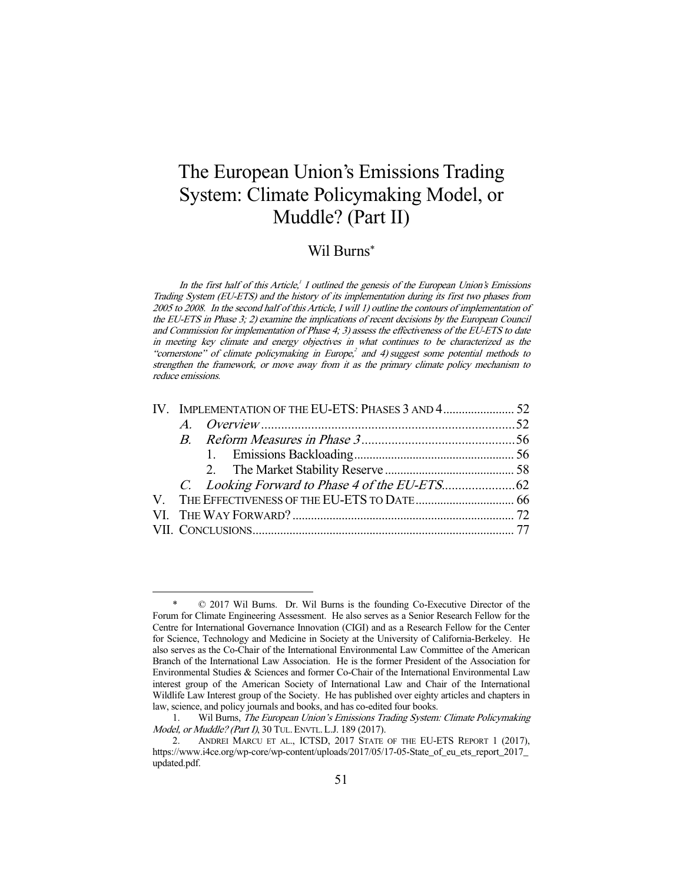# The European Union's Emissions Trading System: Climate Policymaking Model, or Muddle? (Part II)

Wil Burns*

*In the first half of this Article,[1] I outlined the genesis of the European Union's Emissions Trading System (EU-ETS) and the history of its implementation during its first two phases from 2005 to 2008. In the second half of this Article, I will 1) outline the contours of implementation of the EU-ETS in Phase 3; 2) examine the implications of recent decisions by the European Council and Commission for implementation of Phase 4; 3) assess the effectiveness of the EU-ETS to date in meeting key climate and energy objectives in what continues to be characterized as the "cornerstone" of climate policymaking in Europe,[2] and 4) suggest some potential methods to strengthen the framework, or move away from it as the primary climate policy mechanism to reduce emissions.*

IV. IMPLEMENTATION OF THE EU-ETS: PHASES 3 AND 4 ........ 52
   A. *Overview* ........ 52
   B. *Reform Measures in Phase 3* ........ 56
      1. Emissions Backloading ........ 56
      2. The Market Stability Reserve ........ 58
   C. *Looking Forward to Phase 4 of the EU-ETS* ........ 62
V. THE EFFECTIVENESS OF THE EU-ETS TO DATE ........ 66
VI. THE WAY FORWARD? ........ 72
VII. CONCLUSIONS ........ 77

---

\* © 2017 Wil Burns. Dr. Wil Burns is the founding Co-Executive Director of the Forum for Climate Engineering Assessment. He also serves as a Senior Research Fellow for the Centre for International Governance Innovation (CIGI) and as a Research Fellow for the Center for Science, Technology and Medicine in Society at the University of California-Berkeley. He also serves as the Co-Chair of the International Environmental Law Committee of the American Branch of the International Law Association. He is the former President of the Association for Environmental Studies & Sciences and former Co-Chair of the International Environmental Law interest group of the American Society of International Law and Chair of the International Wildlife Law Interest group of the Society. He has published over eighty articles and chapters in law, science, and policy journals and books, and has co-edited four books.

1. Wil Burns, *The European Union's Emissions Trading System: Climate Policymaking Model, or Muddle? (Part I)*, 30 TUL. ENVTL. L.J. 189 (2017).

2. ANDREI MARCU ET AL., ICTSD, 2017 STATE OF THE EU-ETS REPORT 1 (2017), https://www.i4ce.org/wp-core/wp-content/uploads/2017/05/17-05-State_of_eu_ets_report_2017_updated.pdf.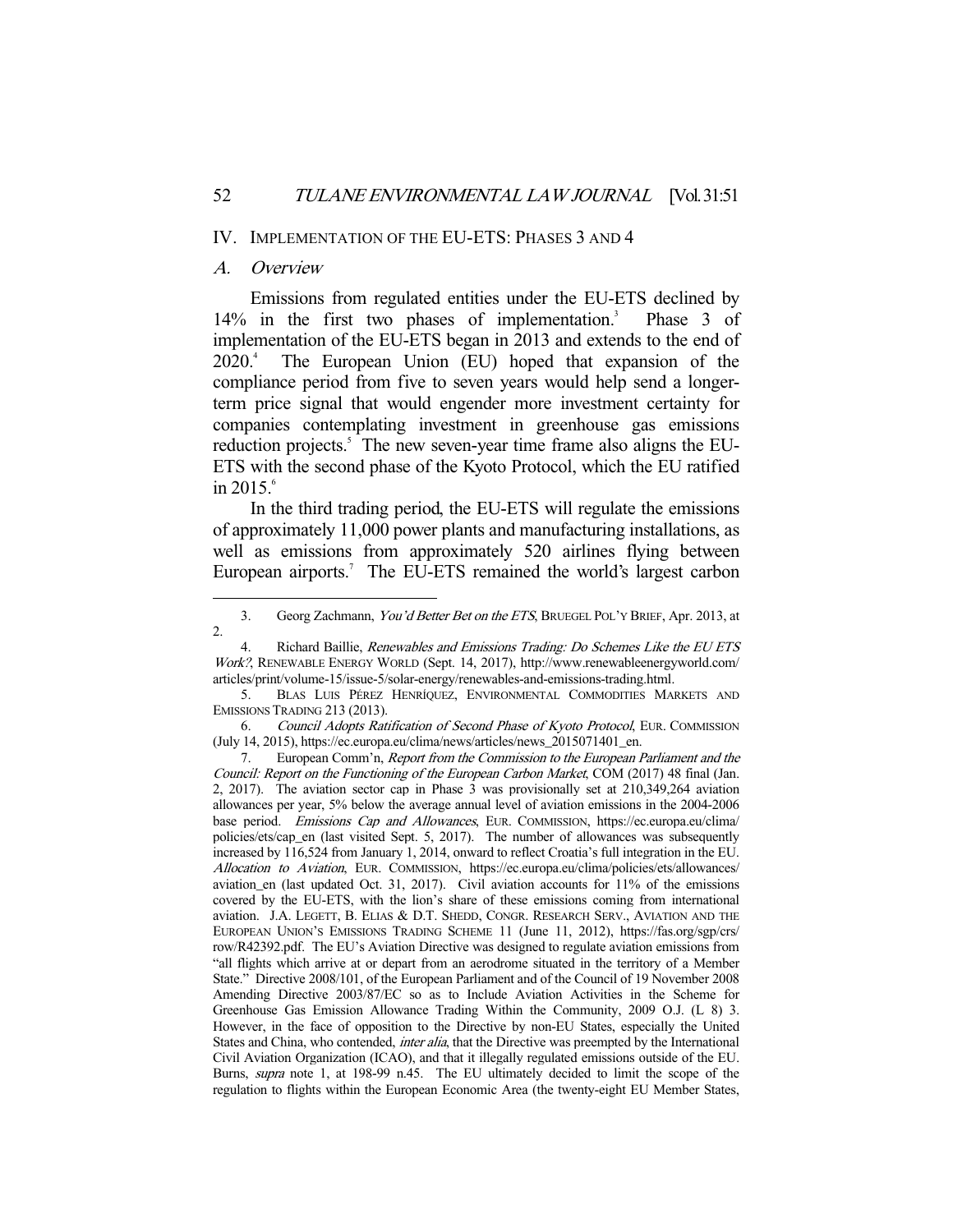## IV. Implementation of the EU-ETS: Phases 3 and 4

### A. *Overview*

Emissions from regulated entities under the EU-ETS declined by 14% in the first two phases of implementation.[3] Phase 3 of implementation of the EU-ETS began in 2013 and extends to the end of 2020.[4] The European Union (EU) hoped that expansion of the compliance period from five to seven years would help send a longer-term price signal that would engender more investment certainty for companies contemplating investment in greenhouse gas emissions reduction projects.[5] The new seven-year time frame also aligns the EU-ETS with the second phase of the Kyoto Protocol, which the EU ratified in 2015.[6]

In the third trading period, the EU-ETS will regulate the emissions of approximately 11,000 power plants and manufacturing installations, as well as emissions from approximately 520 airlines flying between European airports.[7] The EU-ETS remained the world's largest carbon

---

3. Georg Zachmann, *You'd Better Bet on the ETS*, BRUEGEL POL'Y BRIEF, Apr. 2013, at 2.

4. Richard Baillie, *Renewables and Emissions Trading: Do Schemes Like the EU ETS Work?*, RENEWABLE ENERGY WORLD (Sept. 14, 2017), http://www.renewableenergyworld.com/articles/print/volume-15/issue-5/solar-energy/renewables-and-emissions-trading.html.

5. BLAS LUIS PÉREZ HENRÍQUEZ, ENVIRONMENTAL COMMODITIES MARKETS AND EMISSIONS TRADING 213 (2013).

6. *Council Adopts Ratification of Second Phase of Kyoto Protocol*, EUR. COMMISSION (July 14, 2015), https://ec.europa.eu/clima/news/articles/news_2015071401_en.

7. European Comm'n, *Report from the Commission to the European Parliament and the Council: Report on the Functioning of the European Carbon Market*, COM (2017) 48 final (Jan. 2, 2017). The aviation sector cap in Phase 3 was provisionally set at 210,349,264 aviation allowances per year, 5% below the average annual level of aviation emissions in the 2004-2006 base period. *Emissions Cap and Allowances*, EUR. COMMISSION, https://ec.europa.eu/clima/policies/ets/cap_en (last visited Sept. 5, 2017). The number of allowances was subsequently increased by 116,524 from January 1, 2014, onward to reflect Croatia's full integration in the EU. *Allocation to Aviation*, EUR. COMMISSION, https://ec.europa.eu/clima/policies/ets/allowances/aviation_en (last updated Oct. 31, 2017). Civil aviation accounts for 11% of the emissions covered by the EU-ETS, with the lion's share of these emissions coming from international aviation. J.A. LEGETT, B. ELIAS & D.T. SHEDD, CONGR. RESEARCH SERV., AVIATION AND THE EUROPEAN UNION'S EMISSIONS TRADING SCHEME 11 (June 11, 2012), https://fas.org/sgp/crs/row/R42392.pdf. The EU's Aviation Directive was designed to regulate aviation emissions from "all flights which arrive at or depart from an aerodrome situated in the territory of a Member State." Directive 2008/101, of the European Parliament and of the Council of 19 November 2008 Amending Directive 2003/87/EC so as to Include Aviation Activities in the Scheme for Greenhouse Gas Emission Allowance Trading Within the Community, 2009 O.J. (L 8) 3. However, in the face of opposition to the Directive by non-EU States, especially the United States and China, who contended, *inter alia*, that the Directive was preempted by the International Civil Aviation Organization (ICAO), and that it illegally regulated emissions outside of the EU. Burns, *supra* note 1, at 198-99 n.45. The EU ultimately decided to limit the scope of the regulation to flights within the European Economic Area (the twenty-eight EU Member States,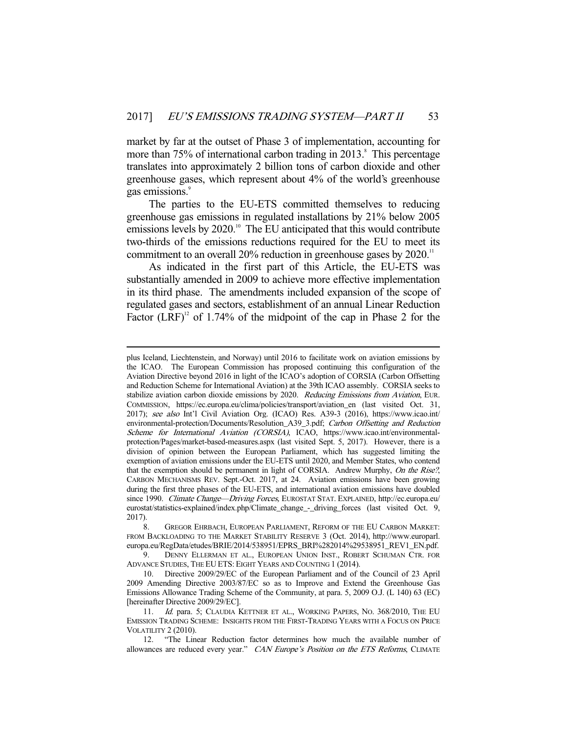market by far at the outset of Phase 3 of implementation, accounting for more than 75% of international carbon trading in 2013.[8] This percentage translates into approximately 2 billion tons of carbon dioxide and other greenhouse gases, which represent about 4% of the world's greenhouse gas emissions.[9]

The parties to the EU-ETS committed themselves to reducing greenhouse gas emissions in regulated installations by 21% below 2005 emissions levels by 2020.[10] The EU anticipated that this would contribute two-thirds of the emissions reductions required for the EU to meet its commitment to an overall 20% reduction in greenhouse gases by 2020.[11]

As indicated in the first part of this Article, the EU-ETS was substantially amended in 2009 to achieve more effective implementation in its third phase. The amendments included expansion of the scope of regulated gases and sectors, establishment of an annual Linear Reduction Factor (LRF)[12] of 1.74% of the midpoint of the cap in Phase 2 for the

---

plus Iceland, Liechtenstein, and Norway) until 2016 to facilitate work on aviation emissions by the ICAO. The European Commission has proposed continuing this configuration of the Aviation Directive beyond 2016 in light of the ICAO's adoption of CORSIA (Carbon Offsetting and Reduction Scheme for International Aviation) at the 39th ICAO assembly. CORSIA seeks to stabilize aviation carbon dioxide emissions by 2020. *Reducing Emissions from Aviation*, EUR. COMMISSION, https://ec.europa.eu/clima/policies/transport/aviation_en (last visited Oct. 31, 2017); *see also* Int'l Civil Aviation Org. (ICAO) Res. A39-3 (2016), https://www.icao.int/environmental-protection/Documents/Resolution_A39_3.pdf; *Carbon Offsetting and Reduction Scheme for International Aviation (CORSIA)*, ICAO, https://www.icao.int/environmental-protection/Pages/market-based-measures.aspx (last visited Sept. 5, 2017). However, there is a division of opinion between the European Parliament, which has suggested limiting the exemption of aviation emissions under the EU-ETS until 2020, and Member States, who contend that the exemption should be permanent in light of CORSIA. Andrew Murphy, *On the Rise?*, CARBON MECHANISMS REV. Sept.-Oct. 2017, at 24. Aviation emissions have been growing during the first three phases of the EU-ETS, and international aviation emissions have doubled since 1990. *Climate Change—Driving Forces*, EUROSTAT STAT. EXPLAINED, http://ec.europa.eu/eurostat/statistics-explained/index.php/Climate_change_-_driving_forces (last visited Oct. 9, 2017).

8. GREGOR EHRBACH, EUROPEAN PARLIAMENT, REFORM OF THE EU CARBON MARKET: FROM BACKLOADING TO THE MARKET STABILITY RESERVE 3 (Oct. 2014), http://www.europarl.europa.eu/RegData/etudes/BRIE/2014/538951/EPRS_BRI%282014%29538951_REV1_EN.pdf.

9. DENNY ELLERMAN ET AL., EUROPEAN UNION INST., ROBERT SCHUMAN CTR. FOR ADVANCE STUDIES, THE EU ETS: EIGHT YEARS AND COUNTING 1 (2014).

10. Directive 2009/29/EC of the European Parliament and of the Council of 23 April 2009 Amending Directive 2003/87/EC so as to Improve and Extend the Greenhouse Gas Emissions Allowance Trading Scheme of the Community, at para. 5, 2009 O.J. (L 140) 63 (EC) [hereinafter Directive 2009/29/EC].

11. *Id.* para. 5; CLAUDIA KETTNER ET AL., WORKING PAPERS, NO. 368/2010, THE EU EMISSION TRADING SCHEME: INSIGHTS FROM THE FIRST-TRADING YEARS WITH A FOCUS ON PRICE VOLATILITY 2 (2010).

12. "The Linear Reduction factor determines how much the available number of allowances are reduced every year." *CAN Europe's Position on the ETS Reforms*, CLIMATE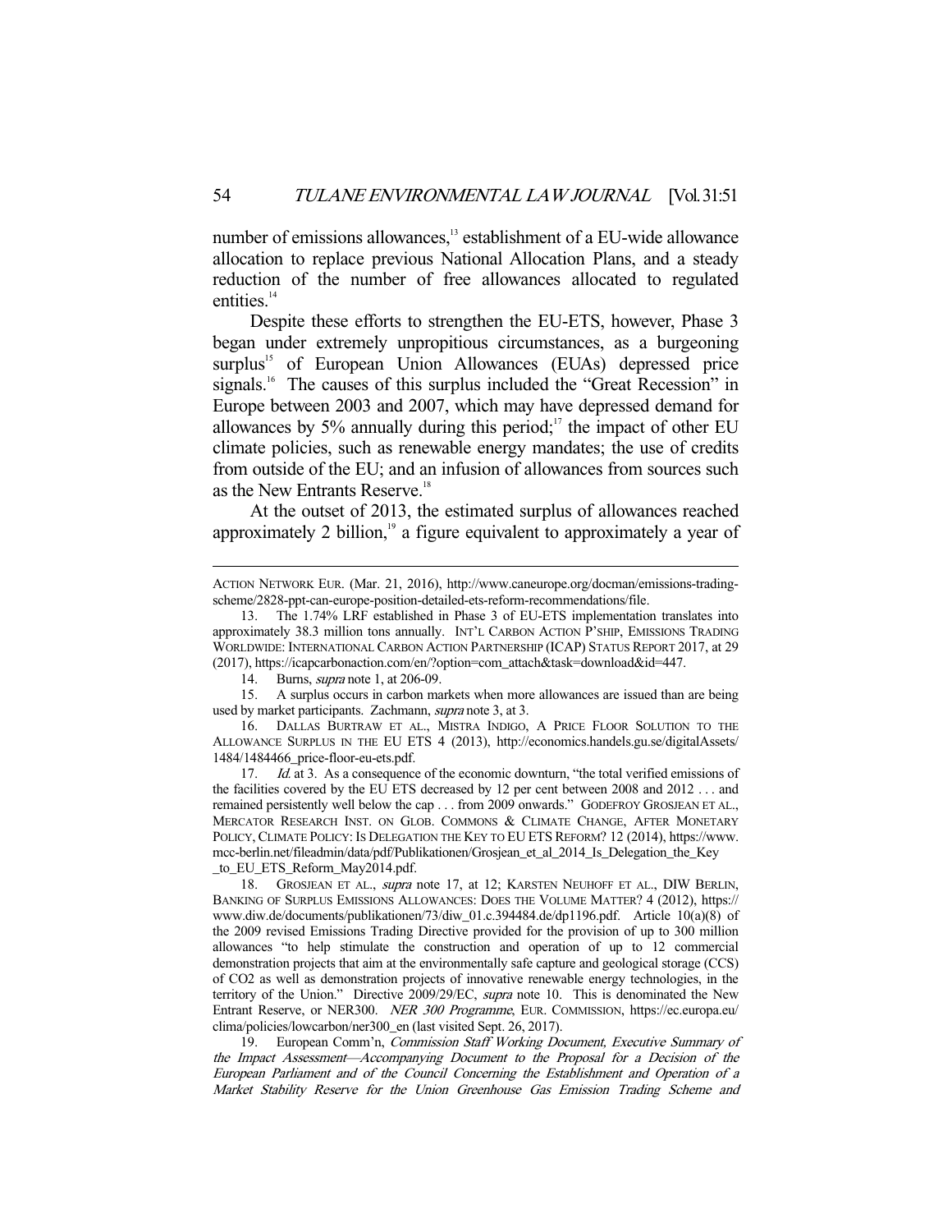number of emissions allowances,[13] establishment of a EU-wide allowance allocation to replace previous National Allocation Plans, and a steady reduction of the number of free allowances allocated to regulated entities.[14]

Despite these efforts to strengthen the EU-ETS, however, Phase 3 began under extremely unpropitious circumstances, as a burgeoning surplus[15] of European Union Allowances (EUAs) depressed price signals.[16] The causes of this surplus included the "Great Recession" in Europe between 2003 and 2007, which may have depressed demand for allowances by 5% annually during this period;[17] the impact of other EU climate policies, such as renewable energy mandates; the use of credits from outside of the EU; and an infusion of allowances from sources such as the New Entrants Reserve.[18]

At the outset of 2013, the estimated surplus of allowances reached approximately 2 billion,[19] a figure equivalent to approximately a year of

---

ACTION NETWORK EUR. (Mar. 21, 2016), http://www.caneurope.org/docman/emissions-trading-scheme/2828-ppt-can-europe-position-detailed-ets-reform-recommendations/file.

13. The 1.74% LRF established in Phase 3 of EU-ETS implementation translates into approximately 38.3 million tons annually. INT'L CARBON ACTION P'SHIP, EMISSIONS TRADING WORLDWIDE: INTERNATIONAL CARBON ACTION PARTNERSHIP (ICAP) STATUS REPORT 2017, at 29 (2017), https://icapcarbonaction.com/en/?option=com_attach&task=download&id=447.

14. Burns, *supra* note 1, at 206-09.

15. A surplus occurs in carbon markets when more allowances are issued than are being used by market participants. Zachmann, *supra* note 3, at 3.

16. DALLAS BURTRAW ET AL., MISTRA INDIGO, A PRICE FLOOR SOLUTION TO THE ALLOWANCE SURPLUS IN THE EU ETS 4 (2013), http://economics.handels.gu.se/digitalAssets/1484/1484466_price-floor-eu-ets.pdf.

17. *Id.* at 3. As a consequence of the economic downturn, "the total verified emissions of the facilities covered by the EU ETS decreased by 12 per cent between 2008 and 2012 . . . and remained persistently well below the cap . . . from 2009 onwards." GODEFROY GROSJEAN ET AL., MERCATOR RESEARCH INST. ON GLOB. COMMONS & CLIMATE CHANGE, AFTER MONETARY POLICY, CLIMATE POLICY: IS DELEGATION THE KEY TO EU ETS REFORM? 12 (2014), https://www.mcc-berlin.net/fileadmin/data/pdf/Publikationen/Grosjean_et_al_2014_Is_Delegation_the_Key_to_EU_ETS_Reform_May2014.pdf.

18. GROSJEAN ET AL., *supra* note 17, at 12; KARSTEN NEUHOFF ET AL., DIW BERLIN, BANKING OF SURPLUS EMISSIONS ALLOWANCES: DOES THE VOLUME MATTER? 4 (2012), https://www.diw.de/documents/publikationen/73/diw_01.c.394484.de/dp1196.pdf. Article 10(a)(8) of the 2009 revised Emissions Trading Directive provided for the provision of up to 300 million allowances "to help stimulate the construction and operation of up to 12 commercial demonstration projects that aim at the environmentally safe capture and geological storage (CCS) of CO2 as well as demonstration projects of innovative renewable energy technologies, in the territory of the Union." Directive 2009/29/EC, *supra* note 10. This is denominated the New Entrant Reserve, or NER300. *NER 300 Programme*, EUR. COMMISSION, https://ec.europa.eu/clima/policies/lowcarbon/ner300_en (last visited Sept. 26, 2017).

19. European Comm'n, *Commission Staff Working Document, Executive Summary of the Impact Assessment—Accompanying Document to the Proposal for a Decision of the European Parliament and of the Council Concerning the Establishment and Operation of a Market Stability Reserve for the Union Greenhouse Gas Emission Trading Scheme and*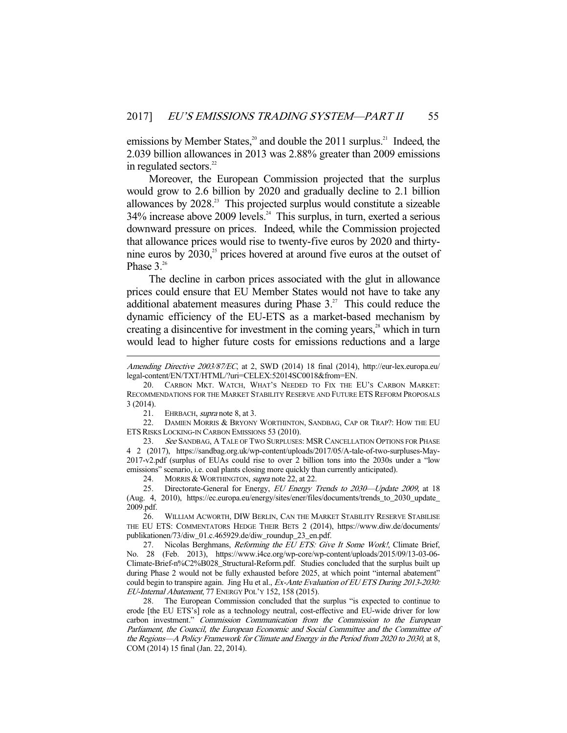emissions by Member States,[20] and double the 2011 surplus.[21] Indeed, the 2.039 billion allowances in 2013 was 2.88% greater than 2009 emissions in regulated sectors.[22]

Moreover, the European Commission projected that the surplus would grow to 2.6 billion by 2020 and gradually decline to 2.1 billion allowances by 2028.[23] This projected surplus would constitute a sizeable 34% increase above 2009 levels.[24] This surplus, in turn, exerted a serious downward pressure on prices. Indeed, while the Commission projected that allowance prices would rise to twenty-five euros by 2020 and thirty-nine euros by 2030,[25] prices hovered at around five euros at the outset of Phase 3.[26]

The decline in carbon prices associated with the glut in allowance prices could ensure that EU Member States would not have to take any additional abatement measures during Phase 3.[27] This could reduce the dynamic efficiency of the EU-ETS as a market-based mechanism by creating a disincentive for investment in the coming years,[28] which in turn would lead to higher future costs for emissions reductions and a large

---

*Amending Directive 2003/87/EC*, at 2, SWD (2014) 18 final (2014), http://eur-lex.europa.eu/legal-content/EN/TXT/HTML/?uri=CELEX:52014SC0018&from=EN.

20. CARBON MKT. WATCH, WHAT'S NEEDED TO FIX THE EU'S CARBON MARKET: RECOMMENDATIONS FOR THE MARKET STABILITY RESERVE AND FUTURE ETS REFORM PROPOSALS 3 (2014).

21. EHRBACH, *supra* note 8, at 3.

22. DAMIEN MORRIS & BRYONY WORTHINTON, SANDBAG, CAP OR TRAP?: HOW THE EU ETS RISKS LOCKING-IN CARBON EMISSIONS 53 (2010).

23. *See* SANDBAG, A TALE OF TWO SURPLUSES: MSR CANCELLATION OPTIONS FOR PHASE 4 2 (2017), https://sandbag.org.uk/wp-content/uploads/2017/05/A-tale-of-two-surpluses-May-2017-v2.pdf (surplus of EUAs could rise to over 2 billion tons into the 2030s under a "low emissions" scenario, i.e. coal plants closing more quickly than currently anticipated).

24. MORRIS & WORTHINGTON, *supra* note 22, at 22.

25. Directorate-General for Energy, *EU Energy Trends to 2030—Update 2009*, at 18 (Aug. 4, 2010), https://ec.europa.eu/energy/sites/ener/files/documents/trends_to_2030_update_2009.pdf.

26. WILLIAM ACWORTH, DIW BERLIN, CAN THE MARKET STABILITY RESERVE STABILISE THE EU ETS: COMMENTATORS HEDGE THEIR BETS 2 (2014), https://www.diw.de/documents/publikationen/73/diw_01.c.465929.de/diw_roundup_23_en.pdf.

27. Nicolas Berghmans, *Reforming the EU ETS: Give It Some Work!*, Climate Brief, No. 28 (Feb. 2013), https://www.i4ce.org/wp-core/wp-content/uploads/2015/09/13-03-06-Climate-Brief-n%C2%B028_Structural-Reform.pdf. Studies concluded that the surplus built up during Phase 2 would not be fully exhausted before 2025, at which point "internal abatement" could begin to transpire again. Jing Hu et al., *Ex-Ante Evaluation of EU ETS During 2013-2030: EU-Internal Abatement*, 77 ENERGY POL'Y 152, 158 (2015).

28. The European Commission concluded that the surplus "is expected to continue to erode [the EU ETS's] role as a technology neutral, cost-effective and EU-wide driver for low carbon investment." *Commission Communication from the Commission to the European Parliament, the Council, the European Economic and Social Committee and the Committee of the Regions—A Policy Framework for Climate and Energy in the Period from 2020 to 2030*, at 8, COM (2014) 15 final (Jan. 22, 2014).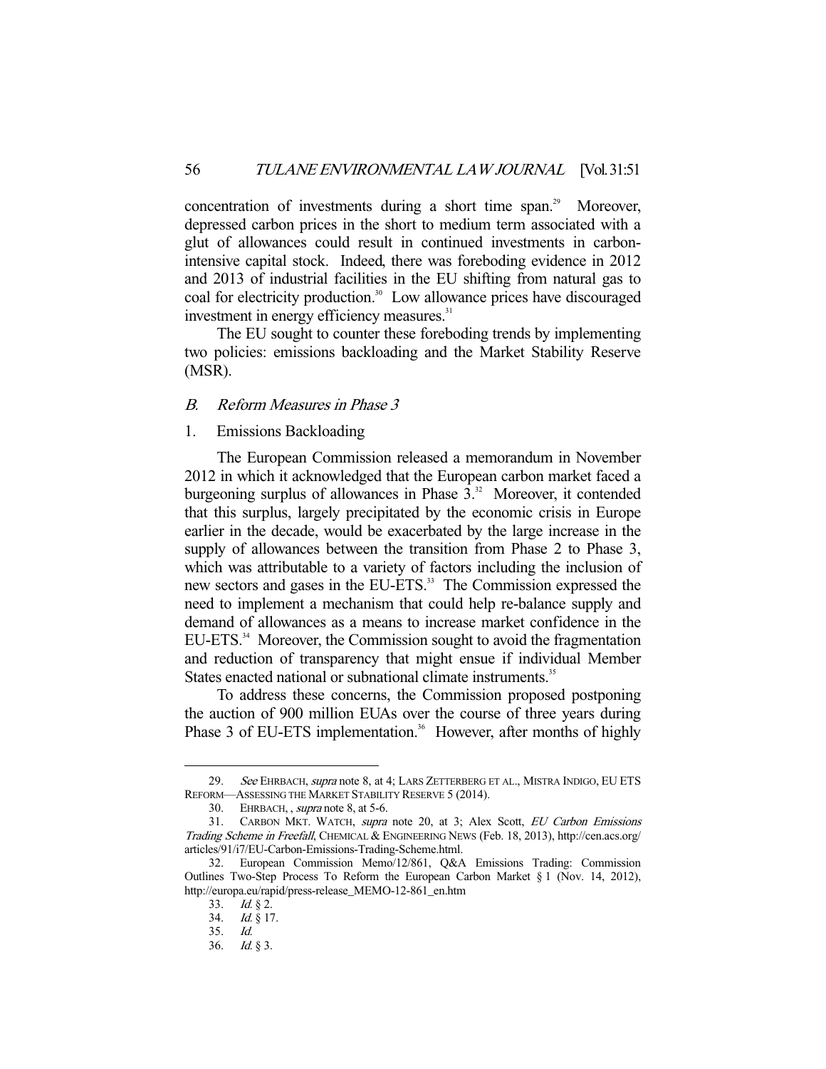concentration of investments during a short time span.[29] Moreover, depressed carbon prices in the short to medium term associated with a glut of allowances could result in continued investments in carbon-intensive capital stock. Indeed, there was foreboding evidence in 2012 and 2013 of industrial facilities in the EU shifting from natural gas to coal for electricity production.[30] Low allowance prices have discouraged investment in energy efficiency measures.[31]

The EU sought to counter these foreboding trends by implementing two policies: emissions backloading and the Market Stability Reserve (MSR).

### *B. Reform Measures in Phase 3*

#### 1. Emissions Backloading

The European Commission released a memorandum in November 2012 in which it acknowledged that the European carbon market faced a burgeoning surplus of allowances in Phase 3.[32] Moreover, it contended that this surplus, largely precipitated by the economic crisis in Europe earlier in the decade, would be exacerbated by the large increase in the supply of allowances between the transition from Phase 2 to Phase 3, which was attributable to a variety of factors including the inclusion of new sectors and gases in the EU-ETS.[33] The Commission expressed the need to implement a mechanism that could help re-balance supply and demand of allowances as a means to increase market confidence in the EU-ETS.[34] Moreover, the Commission sought to avoid the fragmentation and reduction of transparency that might ensue if individual Member States enacted national or subnational climate instruments.[35]

To address these concerns, the Commission proposed postponing the auction of 900 million EUAs over the course of three years during Phase 3 of EU-ETS implementation.[36] However, after months of highly

---

29. *See* EHRBACH, *supra* note 8, at 4; LARS ZETTERBERG ET AL., MISTRA INDIGO, EU ETS REFORM—ASSESSING THE MARKET STABILITY RESERVE 5 (2014).

30. EHRBACH, , *supra* note 8, at 5-6.

31. CARBON MKT. WATCH, *supra* note 20, at 3; Alex Scott, *EU Carbon Emissions Trading Scheme in Freefall*, CHEMICAL & ENGINEERING NEWS (Feb. 18, 2013), http://cen.acs.org/articles/91/i7/EU-Carbon-Emissions-Trading-Scheme.html.

32. European Commission Memo/12/861, Q&A Emissions Trading: Commission Outlines Two-Step Process To Reform the European Carbon Market § 1 (Nov. 14, 2012), http://europa.eu/rapid/press-release_MEMO-12-861_en.htm

33. *Id.* § 2.

34. *Id.* § 17.

35. *Id.*

36. *Id.* § 3.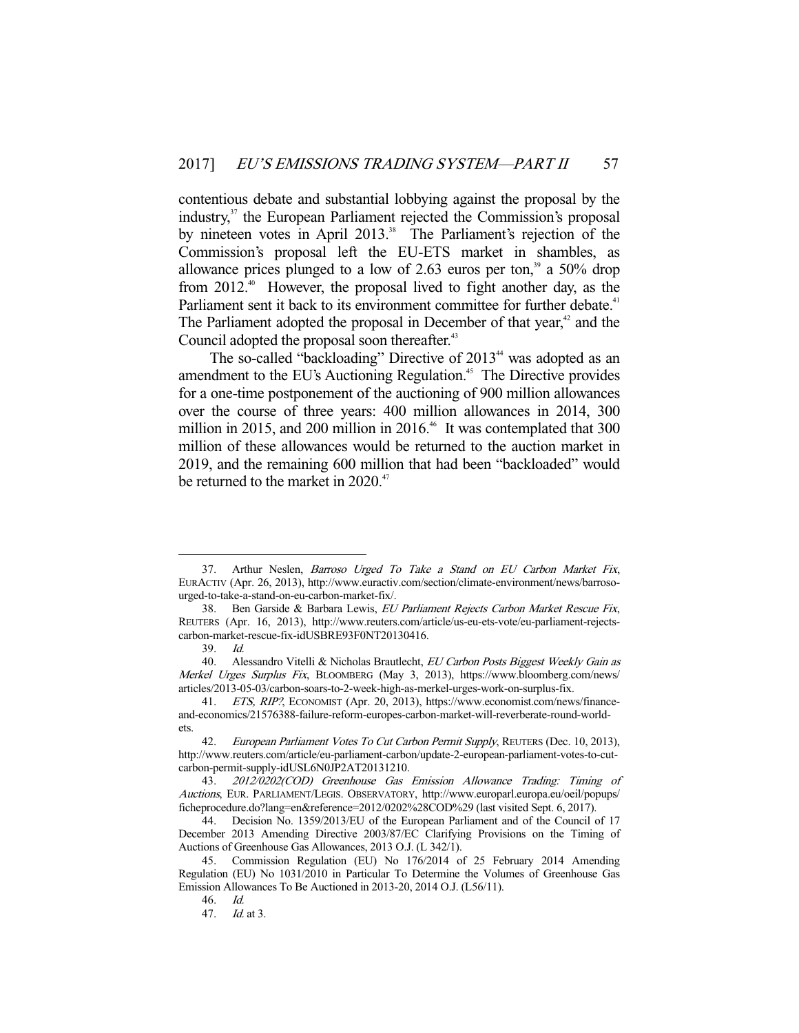contentious debate and substantial lobbying against the proposal by the industry,[37] the European Parliament rejected the Commission's proposal by nineteen votes in April 2013.[38] The Parliament's rejection of the Commission's proposal left the EU-ETS market in shambles, as allowance prices plunged to a low of 2.63 euros per ton,[39] a 50% drop from 2012.[40] However, the proposal lived to fight another day, as the Parliament sent it back to its environment committee for further debate.[41] The Parliament adopted the proposal in December of that year,[42] and the Council adopted the proposal soon thereafter.[43]

The so-called "backloading" Directive of 2013[44] was adopted as an amendment to the EU's Auctioning Regulation.[45] The Directive provides for a one-time postponement of the auctioning of 900 million allowances over the course of three years: 400 million allowances in 2014, 300 million in 2015, and 200 million in 2016.[46] It was contemplated that 300 million of these allowances would be returned to the auction market in 2019, and the remaining 600 million that had been "backloaded" would be returned to the market in 2020.[47]

---

37. Arthur Neslen, *Barroso Urged To Take a Stand on EU Carbon Market Fix*, EURACTIV (Apr. 26, 2013), http://www.euractiv.com/section/climate-environment/news/barroso-urged-to-take-a-stand-on-eu-carbon-market-fix/.

38. Ben Garside & Barbara Lewis, *EU Parliament Rejects Carbon Market Rescue Fix*, REUTERS (Apr. 16, 2013), http://www.reuters.com/article/us-eu-ets-vote/eu-parliament-rejects-carbon-market-rescue-fix-idUSBRE93F0NT20130416.

39. *Id.*

40. Alessandro Vitelli & Nicholas Brautlecht, *EU Carbon Posts Biggest Weekly Gain as Merkel Urges Surplus Fix*, BLOOMBERG (May 3, 2013), https://www.bloomberg.com/news/articles/2013-05-03/carbon-soars-to-2-week-high-as-merkel-urges-work-on-surplus-fix.

41. *ETS, RIP?*, ECONOMIST (Apr. 20, 2013), https://www.economist.com/news/finance-and-economics/21576388-failure-reform-europes-carbon-market-will-reverberate-round-world-ets.

42. *European Parliament Votes To Cut Carbon Permit Supply*, REUTERS (Dec. 10, 2013), http://www.reuters.com/article/eu-parliament-carbon/update-2-european-parliament-votes-to-cut-carbon-permit-supply-idUSL6N0JP2AT20131210.

43. *2012/0202(COD) Greenhouse Gas Emission Allowance Trading: Timing of Auctions*, EUR. PARLIAMENT/LEGIS. OBSERVATORY, http://www.europarl.europa.eu/oeil/popups/ficheprocedure.do?lang=en&reference=2012/0202%28COD%29 (last visited Sept. 6, 2017).

44. Decision No. 1359/2013/EU of the European Parliament and of the Council of 17 December 2013 Amending Directive 2003/87/EC Clarifying Provisions on the Timing of Auctions of Greenhouse Gas Allowances, 2013 O.J. (L 342/1).

45. Commission Regulation (EU) No 176/2014 of 25 February 2014 Amending Regulation (EU) No 1031/2010 in Particular To Determine the Volumes of Greenhouse Gas Emission Allowances To Be Auctioned in 2013-20, 2014 O.J. (L56/11).

46. *Id.*

47. *Id.* at 3.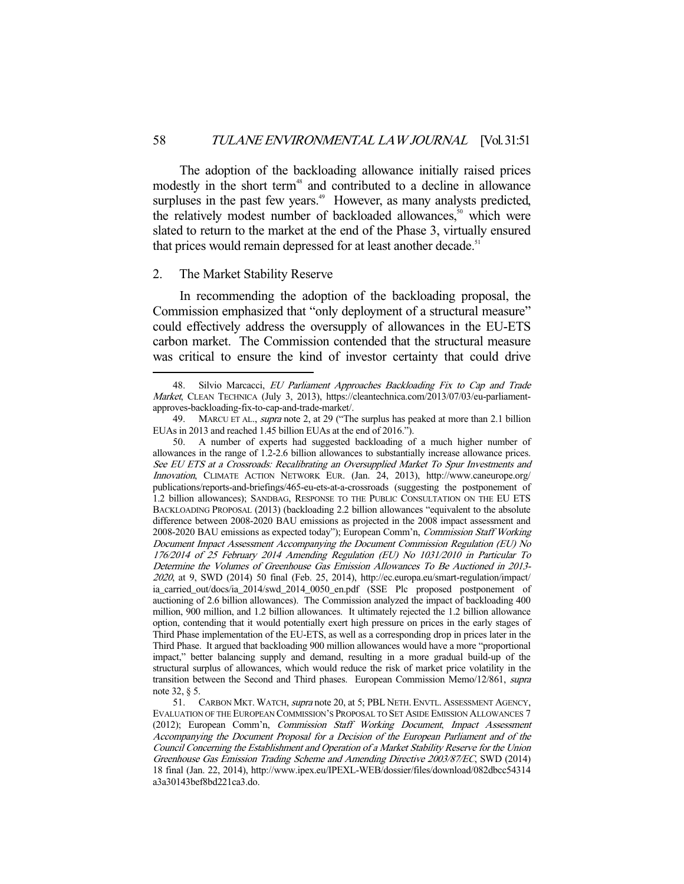The adoption of the backloading allowance initially raised prices modestly in the short term[48] and contributed to a decline in allowance surpluses in the past few years.[49] However, as many analysts predicted, the relatively modest number of backloaded allowances,[50] which were slated to return to the market at the end of the Phase 3, virtually ensured that prices would remain depressed for at least another decade.[51]

### 2. The Market Stability Reserve

In recommending the adoption of the backloading proposal, the Commission emphasized that "only deployment of a structural measure" could effectively address the oversupply of allowances in the EU-ETS carbon market. The Commission contended that the structural measure was critical to ensure the kind of investor certainty that could drive

---

48. Silvio Marcacci, *EU Parliament Approaches Backloading Fix to Cap and Trade Market*, CLEAN TECHNICA (July 3, 2013), https://cleantechnica.com/2013/07/03/eu-parliament-approves-backloading-fix-to-cap-and-trade-market/.

49. MARCU ET AL., *supra* note 2, at 29 ("The surplus has peaked at more than 2.1 billion EUAs in 2013 and reached 1.45 billion EUAs at the end of 2016.").

50. A number of experts had suggested backloading of a much higher number of allowances in the range of 1.2-2.6 billion allowances to substantially increase allowance prices. *See EU ETS at a Crossroads: Recalibrating an Oversupplied Market To Spur Investments and Innovation*, CLIMATE ACTION NETWORK EUR. (Jan. 24, 2013), http://www.caneurope.org/publications/reports-and-briefings/465-eu-ets-at-a-crossroads (suggesting the postponement of 1.2 billion allowances); SANDBAG, RESPONSE TO THE PUBLIC CONSULTATION ON THE EU ETS BACKLOADING PROPOSAL (2013) (backloading 2.2 billion allowances "equivalent to the absolute difference between 2008-2020 BAU emissions as projected in the 2008 impact assessment and 2008-2020 BAU emissions as expected today"); European Comm'n, *Commission Staff Working Document Impact Assessment Accompanying the Document Commission Regulation (EU) No 176/2014 of 25 February 2014 Amending Regulation (EU) No 1031/2010 in Particular To Determine the Volumes of Greenhouse Gas Emission Allowances To Be Auctioned in 2013-2020*, at 9, SWD (2014) 50 final (Feb. 25, 2014), http://ec.europa.eu/smart-regulation/impact/ia_carried_out/docs/ia_2014/swd_2014_0050_en.pdf (SSE Plc proposed postponement of auctioning of 2.6 billion allowances). The Commission analyzed the impact of backloading 400 million, 900 million, and 1.2 billion allowances. It ultimately rejected the 1.2 billion allowance option, contending that it would potentially exert high pressure on prices in the early stages of Third Phase implementation of the EU-ETS, as well as a corresponding drop in prices later in the Third Phase. It argued that backloading 900 million allowances would have a more "proportional impact," better balancing supply and demand, resulting in a more gradual build-up of the structural surplus of allowances, which would reduce the risk of market price volatility in the transition between the Second and Third phases. European Commission Memo/12/861, *supra* note 32, § 5.

51. CARBON MKT. WATCH, *supra* note 20, at 5; PBL NETH. ENVTL. ASSESSMENT AGENCY, EVALUATION OF THE EUROPEAN COMMISSION'S PROPOSAL TO SET ASIDE EMISSION ALLOWANCES 7 (2012); European Comm'n, *Commission Staff Working Document, Impact Assessment Accompanying the Document Proposal for a Decision of the European Parliament and of the Council Concerning the Establishment and Operation of a Market Stability Reserve for the Union Greenhouse Gas Emission Trading Scheme and Amending Directive 2003/87/EC*, SWD (2014) 18 final (Jan. 22, 2014), http://www.ipex.eu/IPEXL-WEB/dossier/files/download/082dbcc54314a3a30143bef8bd221ca3.do.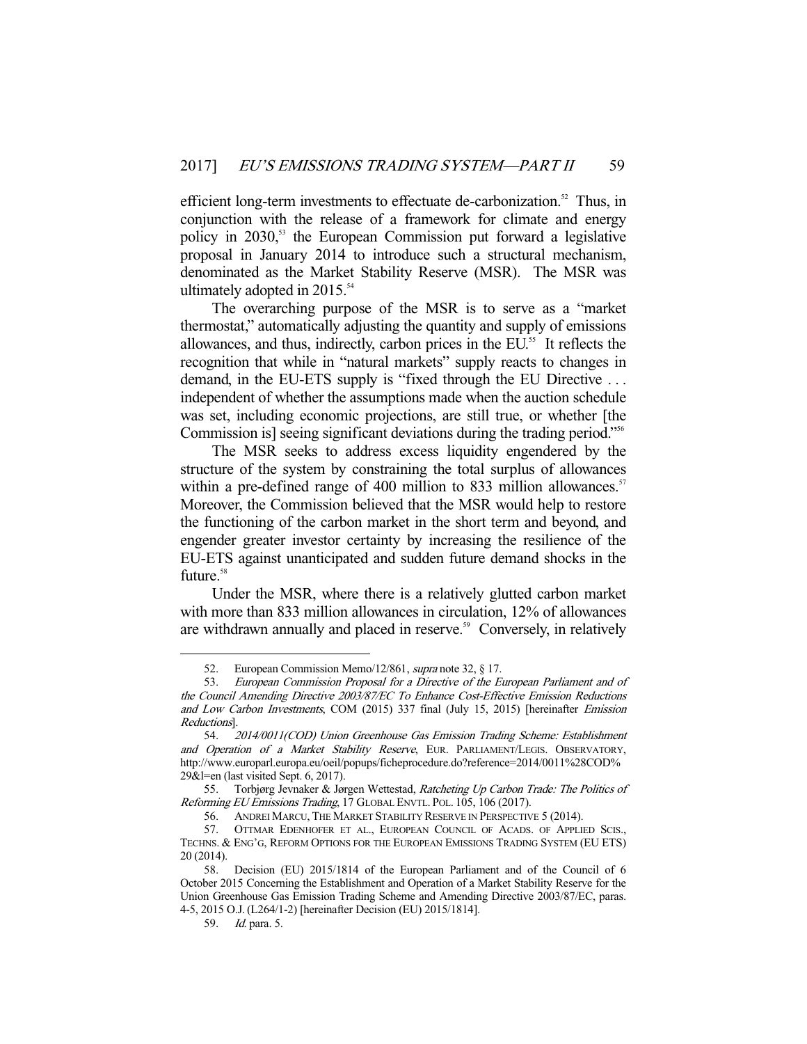efficient long-term investments to effectuate de-carbonization.[52] Thus, in conjunction with the release of a framework for climate and energy policy in 2030,[53] the European Commission put forward a legislative proposal in January 2014 to introduce such a structural mechanism, denominated as the Market Stability Reserve (MSR). The MSR was ultimately adopted in 2015.[54]

The overarching purpose of the MSR is to serve as a "market thermostat," automatically adjusting the quantity and supply of emissions allowances, and thus, indirectly, carbon prices in the EU.[55] It reflects the recognition that while in "natural markets" supply reacts to changes in demand, in the EU-ETS supply is "fixed through the EU Directive . . . independent of whether the assumptions made when the auction schedule was set, including economic projections, are still true, or whether [the Commission is] seeing significant deviations during the trading period."[56]

The MSR seeks to address excess liquidity engendered by the structure of the system by constraining the total surplus of allowances within a pre-defined range of 400 million to 833 million allowances.[57] Moreover, the Commission believed that the MSR would help to restore the functioning of the carbon market in the short term and beyond, and engender greater investor certainty by increasing the resilience of the EU-ETS against unanticipated and sudden future demand shocks in the future.[58]

Under the MSR, where there is a relatively glutted carbon market with more than 833 million allowances in circulation, 12% of allowances are withdrawn annually and placed in reserve.[59] Conversely, in relatively

---

52. European Commission Memo/12/861, *supra* note 32, § 17.

53. *European Commission Proposal for a Directive of the European Parliament and of the Council Amending Directive 2003/87/EC To Enhance Cost-Effective Emission Reductions and Low Carbon Investments*, COM (2015) 337 final (July 15, 2015) [hereinafter *Emission Reductions*].

54. *2014/0011(COD) Union Greenhouse Gas Emission Trading Scheme: Establishment and Operation of a Market Stability Reserve*, EUR. PARLIAMENT/LEGIS. OBSERVATORY, http://www.europarl.europa.eu/oeil/popups/ficheprocedure.do?reference=2014/0011%28COD%29&l=en (last visited Sept. 6, 2017).

55. Torbjørg Jevnaker & Jørgen Wettestad, *Ratcheting Up Carbon Trade: The Politics of Reforming EU Emissions Trading*, 17 GLOBAL ENVTL. POL. 105, 106 (2017).

56. ANDREI MARCU, THE MARKET STABILITY RESERVE IN PERSPECTIVE 5 (2014).

57. OTTMAR EDENHOFER ET AL., EUROPEAN COUNCIL OF ACADS. OF APPLIED SCIS., TECHNS. & ENG'G, REFORM OPTIONS FOR THE EUROPEAN EMISSIONS TRADING SYSTEM (EU ETS) 20 (2014).

58. Decision (EU) 2015/1814 of the European Parliament and of the Council of 6 October 2015 Concerning the Establishment and Operation of a Market Stability Reserve for the Union Greenhouse Gas Emission Trading Scheme and Amending Directive 2003/87/EC, paras. 4-5, 2015 O.J. (L264/1-2) [hereinafter Decision (EU) 2015/1814].

59. *Id.* para. 5.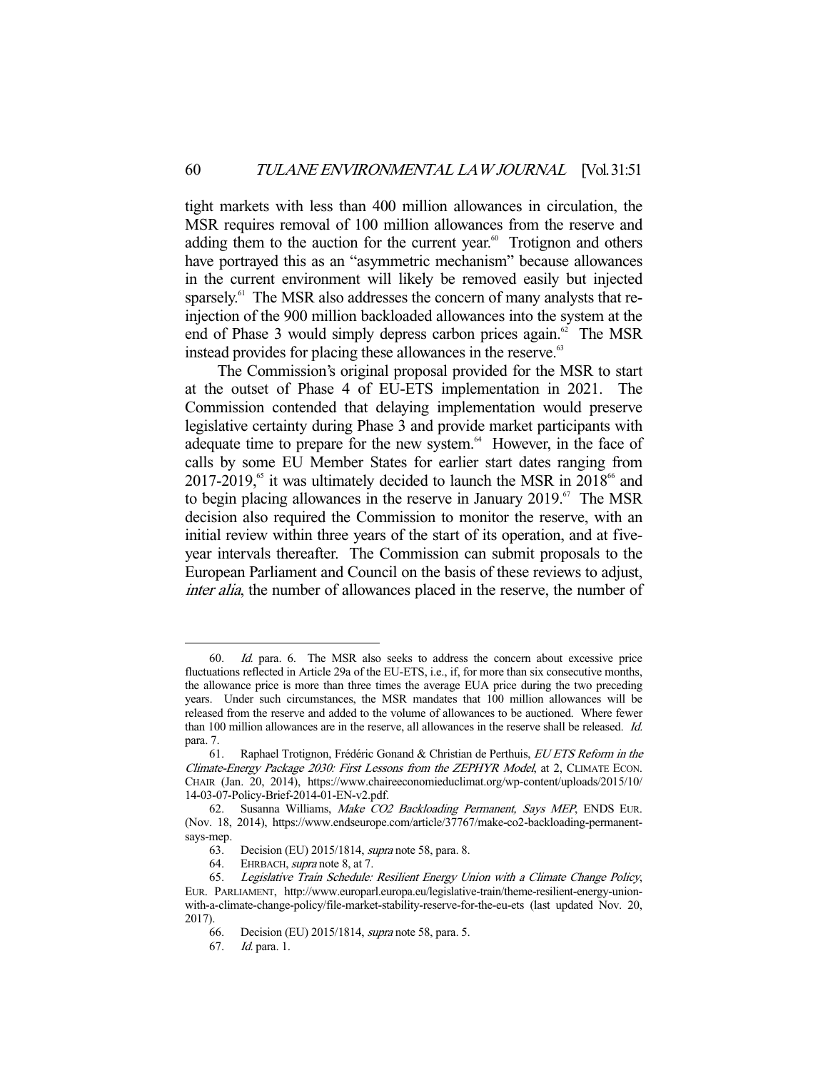tight markets with less than 400 million allowances in circulation, the MSR requires removal of 100 million allowances from the reserve and adding them to the auction for the current year.[60] Trotignon and others have portrayed this as an "asymmetric mechanism" because allowances in the current environment will likely be removed easily but injected sparsely.[61] The MSR also addresses the concern of many analysts that re-injection of the 900 million backloaded allowances into the system at the end of Phase 3 would simply depress carbon prices again.[62] The MSR instead provides for placing these allowances in the reserve.[63]

The Commission's original proposal provided for the MSR to start at the outset of Phase 4 of EU-ETS implementation in 2021. The Commission contended that delaying implementation would preserve legislative certainty during Phase 3 and provide market participants with adequate time to prepare for the new system.[64] However, in the face of calls by some EU Member States for earlier start dates ranging from 2017-2019,[65] it was ultimately decided to launch the MSR in 2018[66] and to begin placing allowances in the reserve in January 2019.[67] The MSR decision also required the Commission to monitor the reserve, with an initial review within three years of the start of its operation, and at five-year intervals thereafter. The Commission can submit proposals to the European Parliament and Council on the basis of these reviews to adjust, *inter alia*, the number of allowances placed in the reserve, the number of

---

60. *Id.* para. 6. The MSR also seeks to address the concern about excessive price fluctuations reflected in Article 29a of the EU-ETS, i.e., if, for more than six consecutive months, the allowance price is more than three times the average EUA price during the two preceding years. Under such circumstances, the MSR mandates that 100 million allowances will be released from the reserve and added to the volume of allowances to be auctioned. Where fewer than 100 million allowances are in the reserve, all allowances in the reserve shall be released. *Id.* para. 7.

61. Raphael Trotignon, Frédéric Gonand & Christian de Perthuis, *EU ETS Reform in the Climate-Energy Package 2030: First Lessons from the ZEPHYR Model*, at 2, CLIMATE ECON. CHAIR (Jan. 20, 2014), https://www.chaireeconomieduclimat.org/wp-content/uploads/2015/10/14-03-07-Policy-Brief-2014-01-EN-v2.pdf.

62. Susanna Williams, *Make CO2 Backloading Permanent, Says MEP*, ENDS EUR. (Nov. 18, 2014), https://www.endseurope.com/article/37767/make-co2-backloading-permanent-says-mep.

63. Decision (EU) 2015/1814, *supra* note 58, para. 8.

64. EHRBACH, *supra* note 8, at 7.

65. *Legislative Train Schedule: Resilient Energy Union with a Climate Change Policy*, EUR. PARLIAMENT, http://www.europarl.europa.eu/legislative-train/theme-resilient-energy-union-with-a-climate-change-policy/file-market-stability-reserve-for-the-eu-ets (last updated Nov. 20, 2017).

66. Decision (EU) 2015/1814, *supra* note 58, para. 5.

67. *Id.* para. 1.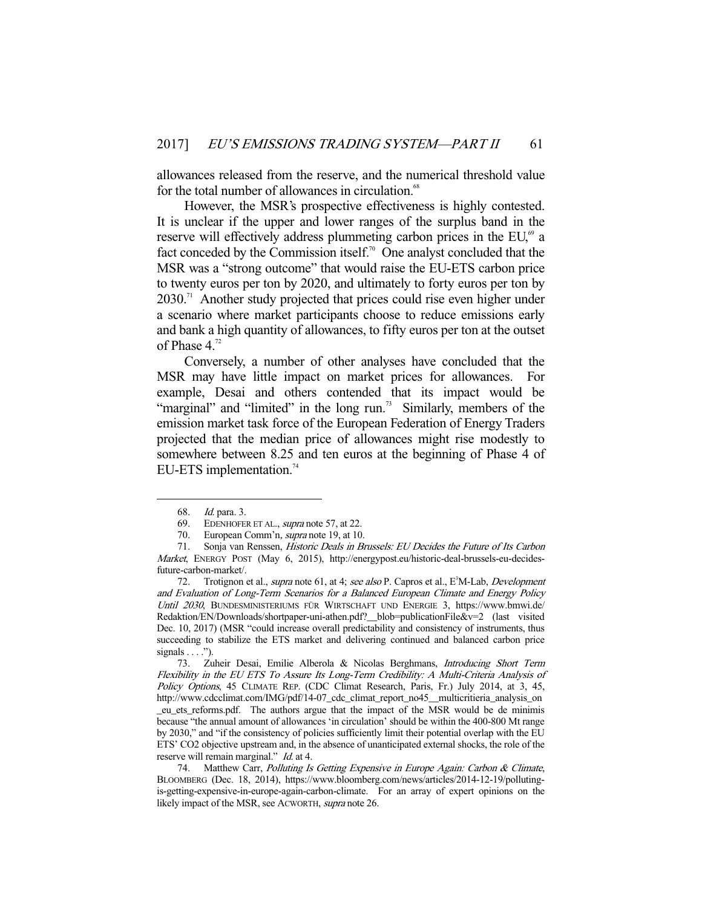allowances released from the reserve, and the numerical threshold value for the total number of allowances in circulation.[68]

However, the MSR's prospective effectiveness is highly contested. It is unclear if the upper and lower ranges of the surplus band in the reserve will effectively address plummeting carbon prices in the EU,[69] a fact conceded by the Commission itself.[70] One analyst concluded that the MSR was a "strong outcome" that would raise the EU-ETS carbon price to twenty euros per ton by 2020, and ultimately to forty euros per ton by 2030.[71] Another study projected that prices could rise even higher under a scenario where market participants choose to reduce emissions early and bank a high quantity of allowances, to fifty euros per ton at the outset of Phase 4.[72]

Conversely, a number of other analyses have concluded that the MSR may have little impact on market prices for allowances. For example, Desai and others contended that its impact would be "marginal" and "limited" in the long run.[73] Similarly, members of the emission market task force of the European Federation of Energy Traders projected that the median price of allowances might rise modestly to somewhere between 8.25 and ten euros at the beginning of Phase 4 of EU-ETS implementation.[74]

---

68. *Id.* para. 3.

69. EDENHOFER ET AL., *supra* note 57, at 22.

70. European Comm'n, *supra* note 19, at 10.

71. Sonja van Renssen, *Historic Deals in Brussels: EU Decides the Future of Its Carbon Market*, ENERGY POST (May 6, 2015), http://energypost.eu/historic-deal-brussels-eu-decides-future-carbon-market/.

72. Trotignon et al., *supra* note 61, at 4; *see also* P. Capros et al., E[3]M-Lab, *Development and Evaluation of Long-Term Scenarios for a Balanced European Climate and Energy Policy Until 2030*, BUNDESMINISTERIUMS FÜR WIRTSCHAFT UND ENERGIE 3, https://www.bmwi.de/Redaktion/EN/Downloads/shortpaper-uni-athen.pdf?__blob=publicationFile&v=2 (last visited Dec. 10, 2017) (MSR "could increase overall predictability and consistency of instruments, thus succeeding to stabilize the ETS market and delivering continued and balanced carbon price signals . . . .").

73. Zuheir Desai, Emilie Alberola & Nicolas Berghmans, *Introducing Short Term Flexibility in the EU ETS To Assure Its Long-Term Credibility: A Multi-Criteria Analysis of Policy Options*, 45 CLIMATE REP. (CDC Climat Research, Paris, Fr.) July 2014, at 3, 45, http://www.cdcclimat.com/IMG/pdf/14-07_cdc_climat_report_no45__multicritieria_analysis_on_eu_ets_reforms.pdf. The authors argue that the impact of the MSR would be de minimis because "the annual amount of allowances 'in circulation' should be within the 400-800 Mt range by 2030," and "if the consistency of policies sufficiently limit their potential overlap with the EU ETS' CO2 objective upstream and, in the absence of unanticipated external shocks, the role of the reserve will remain marginal." *Id.* at 4.

74. Matthew Carr, *Polluting Is Getting Expensive in Europe Again: Carbon & Climate*, BLOOMBERG (Dec. 18, 2014), https://www.bloomberg.com/news/articles/2014-12-19/polluting-is-getting-expensive-in-europe-again-carbon-climate. For an array of expert opinions on the likely impact of the MSR, see ACWORTH, *supra* note 26.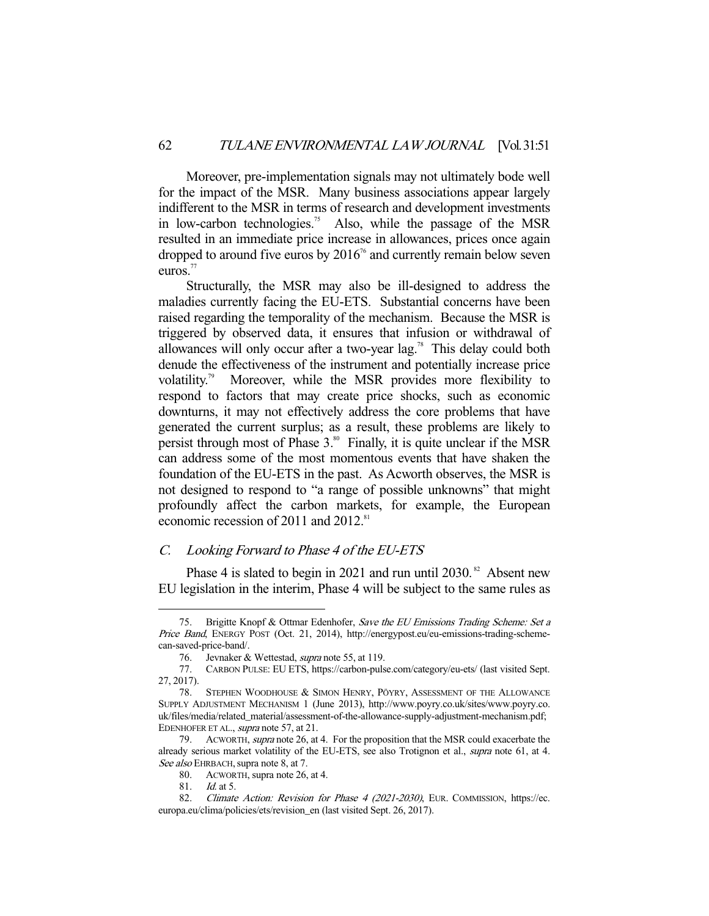Moreover, pre-implementation signals may not ultimately bode well for the impact of the MSR. Many business associations appear largely indifferent to the MSR in terms of research and development investments in low-carbon technologies.[75] Also, while the passage of the MSR resulted in an immediate price increase in allowances, prices once again dropped to around five euros by 2016[76] and currently remain below seven euros.[77]

Structurally, the MSR may also be ill-designed to address the maladies currently facing the EU-ETS. Substantial concerns have been raised regarding the temporality of the mechanism. Because the MSR is triggered by observed data, it ensures that infusion or withdrawal of allowances will only occur after a two-year lag.[78] This delay could both denude the effectiveness of the instrument and potentially increase price volatility.[79] Moreover, while the MSR provides more flexibility to respond to factors that may create price shocks, such as economic downturns, it may not effectively address the core problems that have generated the current surplus; as a result, these problems are likely to persist through most of Phase 3.[80] Finally, it is quite unclear if the MSR can address some of the most momentous events that have shaken the foundation of the EU-ETS in the past. As Acworth observes, the MSR is not designed to respond to "a range of possible unknowns" that might profoundly affect the carbon markets, for example, the European economic recession of 2011 and 2012.[81]

### C. *Looking Forward to Phase 4 of the EU-ETS*

Phase 4 is slated to begin in 2021 and run until 2030.[82] Absent new EU legislation in the interim, Phase 4 will be subject to the same rules as

---

75. Brigitte Knopf & Ottmar Edenhofer, *Save the EU Emissions Trading Scheme: Set a Price Band*, ENERGY POST (Oct. 21, 2014), http://energypost.eu/eu-emissions-trading-scheme-can-saved-price-band/.

76. Jevnaker & Wettestad, *supra* note 55, at 119.

77. CARBON PULSE: EU ETS, https://carbon-pulse.com/category/eu-ets/ (last visited Sept. 27, 2017).

78. STEPHEN WOODHOUSE & SIMON HENRY, PÖYRY, ASSESSMENT OF THE ALLOWANCE SUPPLY ADJUSTMENT MECHANISM 1 (June 2013), http://www.poyry.co.uk/sites/www.poyry.co.uk/files/media/related_material/assessment-of-the-allowance-supply-adjustment-mechanism.pdf; EDENHOFER ET AL., *supra* note 57, at 21.

79. ACWORTH, *supra* note 26, at 4. For the proposition that the MSR could exacerbate the already serious market volatility of the EU-ETS, see also Trotignon et al., *supra* note 61, at 4. *See also* EHRBACH, supra note 8, at 7.

80. ACWORTH, supra note 26, at 4.

81. *Id.* at 5.

82. *Climate Action: Revision for Phase 4 (2021-2030)*, EUR. COMMISSION, https://ec.europa.eu/clima/policies/ets/revision_en (last visited Sept. 26, 2017).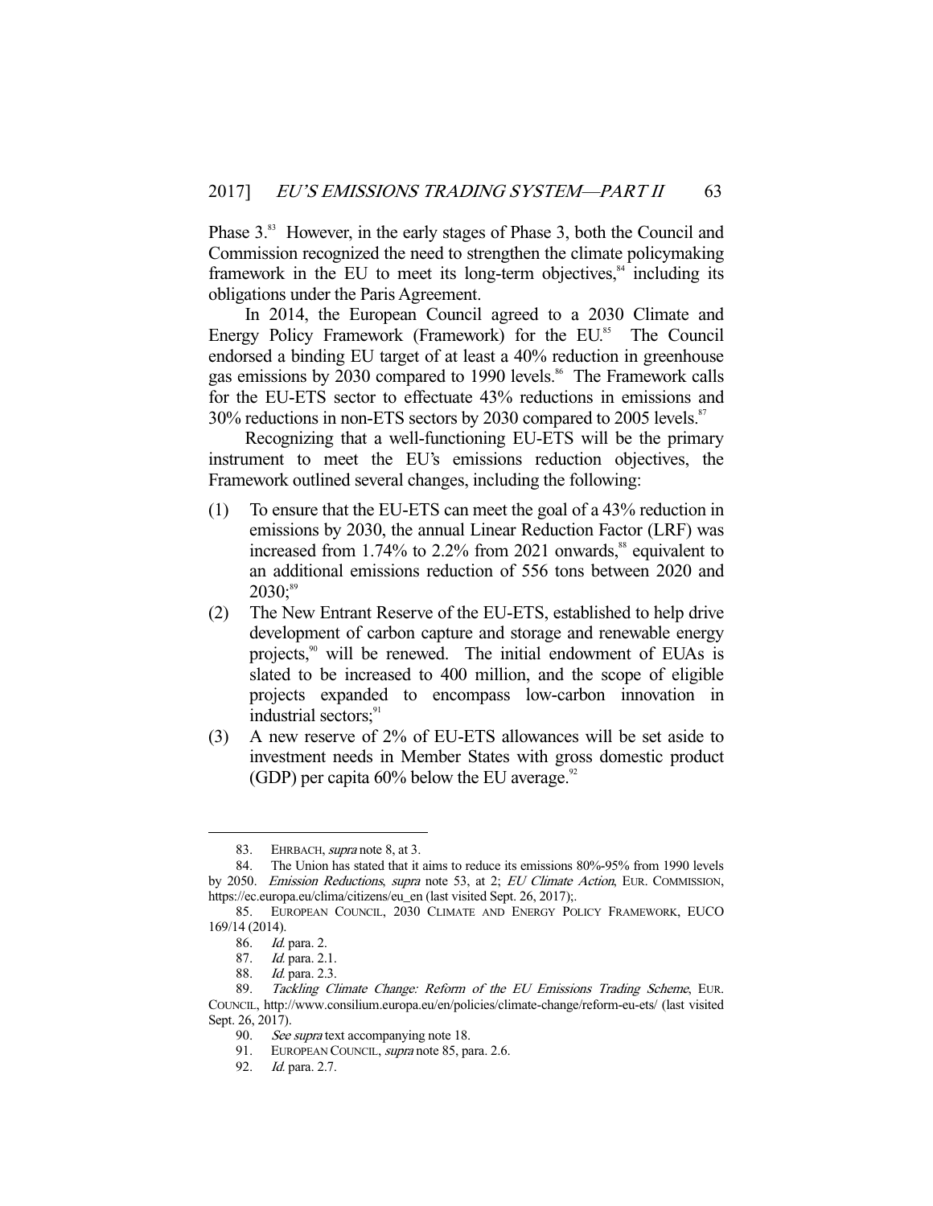Phase 3.[83] However, in the early stages of Phase 3, both the Council and Commission recognized the need to strengthen the climate policymaking framework in the EU to meet its long-term objectives,[84] including its obligations under the Paris Agreement.

In 2014, the European Council agreed to a 2030 Climate and Energy Policy Framework (Framework) for the EU.[85] The Council endorsed a binding EU target of at least a 40% reduction in greenhouse gas emissions by 2030 compared to 1990 levels.[86] The Framework calls for the EU-ETS sector to effectuate 43% reductions in emissions and 30% reductions in non-ETS sectors by 2030 compared to 2005 levels.[87]

Recognizing that a well-functioning EU-ETS will be the primary instrument to meet the EU's emissions reduction objectives, the Framework outlined several changes, including the following:

(1) To ensure that the EU-ETS can meet the goal of a 43% reduction in emissions by 2030, the annual Linear Reduction Factor (LRF) was increased from 1.74% to 2.2% from 2021 onwards,[88] equivalent to an additional emissions reduction of 556 tons between 2020 and 2030;[89]

(2) The New Entrant Reserve of the EU-ETS, established to help drive development of carbon capture and storage and renewable energy projects,[90] will be renewed. The initial endowment of EUAs is slated to be increased to 400 million, and the scope of eligible projects expanded to encompass low-carbon innovation in industrial sectors;[91]

(3) A new reserve of 2% of EU-ETS allowances will be set aside to investment needs in Member States with gross domestic product (GDP) per capita 60% below the EU average.[92]

---

83. EHRBACH, *supra* note 8, at 3.

84. The Union has stated that it aims to reduce its emissions 80%-95% from 1990 levels by 2050. *Emission Reductions*, *supra* note 53, at 2; *EU Climate Action*, EUR. COMMISSION, https://ec.europa.eu/clima/citizens/eu_en (last visited Sept. 26, 2017);.

85. EUROPEAN COUNCIL, 2030 CLIMATE AND ENERGY POLICY FRAMEWORK, EUCO 169/14 (2014).

86. *Id.* para. 2.

87. *Id.* para. 2.1.

88. *Id.* para. 2.3.

89. *Tackling Climate Change: Reform of the EU Emissions Trading Scheme*, EUR. COUNCIL, http://www.consilium.europa.eu/en/policies/climate-change/reform-eu-ets/ (last visited Sept. 26, 2017).

90. *See supra* text accompanying note 18.

91. EUROPEAN COUNCIL, *supra* note 85, para. 2.6.

92. *Id.* para. 2.7.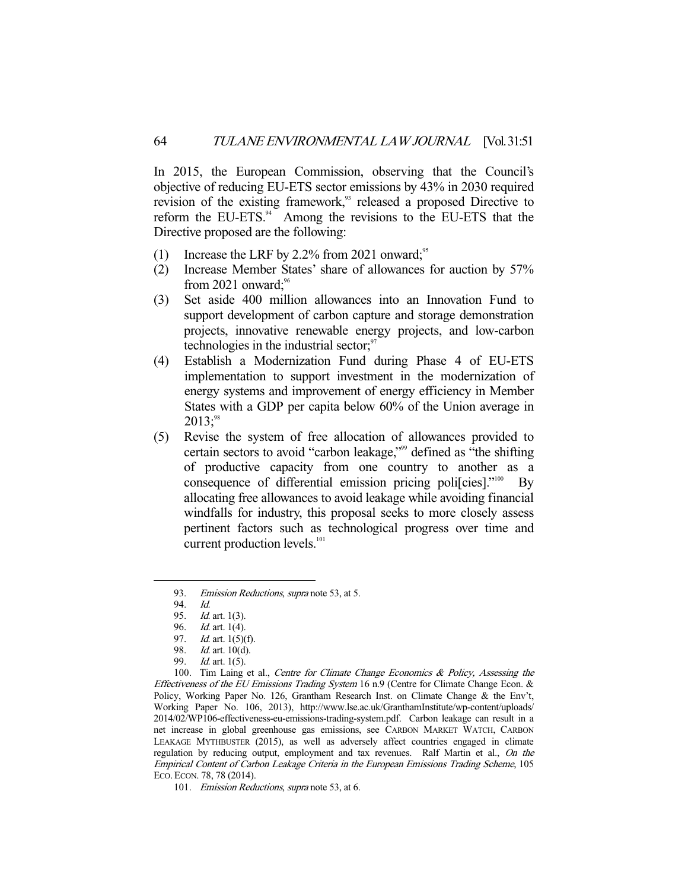In 2015, the European Commission, observing that the Council's objective of reducing EU-ETS sector emissions by 43% in 2030 required revision of the existing framework,[93] released a proposed Directive to reform the EU-ETS.[94] Among the revisions to the EU-ETS that the Directive proposed are the following:

(1) Increase the LRF by 2.2% from 2021 onward;[95]
(2) Increase Member States' share of allowances for auction by 57% from 2021 onward;[96]
(3) Set aside 400 million allowances into an Innovation Fund to support development of carbon capture and storage demonstration projects, innovative renewable energy projects, and low-carbon technologies in the industrial sector;[97]
(4) Establish a Modernization Fund during Phase 4 of EU-ETS implementation to support investment in the modernization of energy systems and improvement of energy efficiency in Member States with a GDP per capita below 60% of the Union average in 2013;[98]
(5) Revise the system of free allocation of allowances provided to certain sectors to avoid "carbon leakage,"[99] defined as "the shifting of productive capacity from one country to another as a consequence of differential emission pricing poli[cies]."[100] By allocating free allowances to avoid leakage while avoiding financial windfalls for industry, this proposal seeks to more closely assess pertinent factors such as technological progress over time and current production levels.[101]

---

93. *Emission Reductions*, *supra* note 53, at 5.

94. *Id.*

95. *Id.* art. 1(3).

96. *Id.* art. 1(4).

97. *Id.* art. 1(5)(f).

98. *Id.* art. 10(d).

99. *Id.* art. 1(5).

100. Tim Laing et al., *Centre for Climate Change Economics & Policy, Assessing the Effectiveness of the EU Emissions Trading System* 16 n.9 (Centre for Climate Change Econ. & Policy, Working Paper No. 126, Grantham Research Inst. on Climate Change & the Env't, Working Paper No. 106, 2013), http://www.lse.ac.uk/GranthamInstitute/wp-content/uploads/2014/02/WP106-effectiveness-eu-emissions-trading-system.pdf. Carbon leakage can result in a net increase in global greenhouse gas emissions, see CARBON MARKET WATCH, CARBON LEAKAGE MYTHBUSTER (2015), as well as adversely affect countries engaged in climate regulation by reducing output, employment and tax revenues. Ralf Martin et al., *On the Empirical Content of Carbon Leakage Criteria in the European Emissions Trading Scheme*, 105 ECO. ECON. 78, 78 (2014).

101. *Emission Reductions*, *supra* note 53, at 6.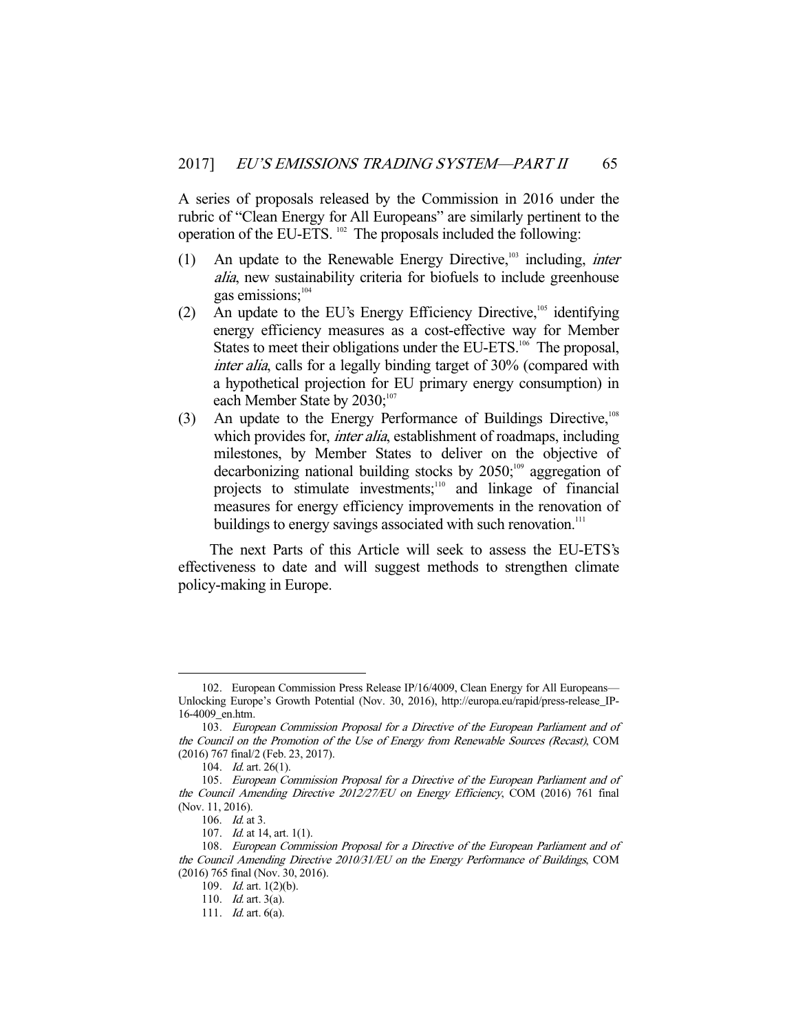A series of proposals released by the Commission in 2016 under the rubric of "Clean Energy for All Europeans" are similarly pertinent to the operation of the EU-ETS. [102] The proposals included the following:

(1) An update to the Renewable Energy Directive,[103] including, *inter alia*, new sustainability criteria for biofuels to include greenhouse gas emissions;[104]

(2) An update to the EU's Energy Efficiency Directive,[105] identifying energy efficiency measures as a cost-effective way for Member States to meet their obligations under the EU-ETS.[106] The proposal, *inter alia*, calls for a legally binding target of 30% (compared with a hypothetical projection for EU primary energy consumption) in each Member State by 2030;[107]

(3) An update to the Energy Performance of Buildings Directive,[108] which provides for, *inter alia*, establishment of roadmaps, including milestones, by Member States to deliver on the objective of decarbonizing national building stocks by 2050;[109] aggregation of projects to stimulate investments;[110] and linkage of financial measures for energy efficiency improvements in the renovation of buildings to energy savings associated with such renovation.[111]

The next Parts of this Article will seek to assess the EU-ETS's effectiveness to date and will suggest methods to strengthen climate policy-making in Europe.

---

102. European Commission Press Release IP/16/4009, Clean Energy for All Europeans—Unlocking Europe's Growth Potential (Nov. 30, 2016), http://europa.eu/rapid/press-release_IP-16-4009_en.htm.

103. *European Commission Proposal for a Directive of the European Parliament and of the Council on the Promotion of the Use of Energy from Renewable Sources (Recast)*, COM (2016) 767 final/2 (Feb. 23, 2017).

104. *Id.* art. 26(1).

105. *European Commission Proposal for a Directive of the European Parliament and of the Council Amending Directive 2012/27/EU on Energy Efficiency*, COM (2016) 761 final (Nov. 11, 2016).

106. *Id.* at 3.

107. *Id.* at 14, art. 1(1).

108. *European Commission Proposal for a Directive of the European Parliament and of the Council Amending Directive 2010/31/EU on the Energy Performance of Buildings*, COM (2016) 765 final (Nov. 30, 2016).

109. *Id.* art. 1(2)(b).

110. *Id.* art. 3(a).

111. *Id.* art. 6(a).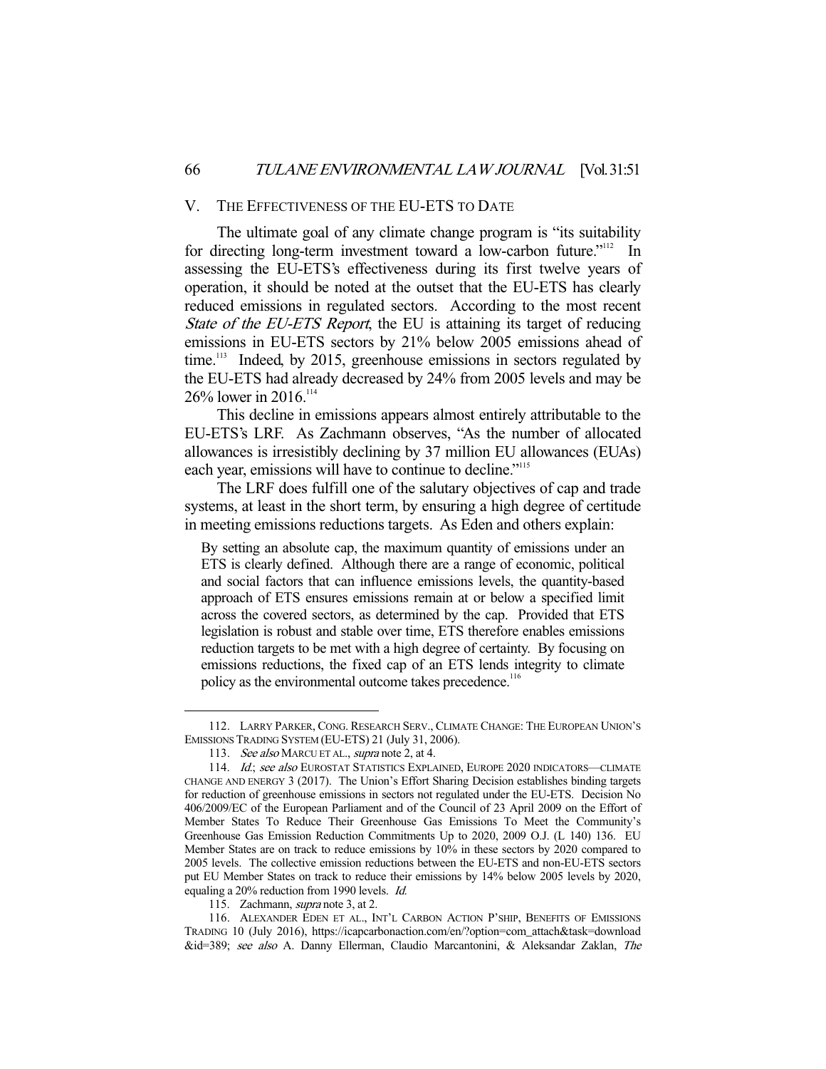## V. THE EFFECTIVENESS OF THE EU-ETS TO DATE

The ultimate goal of any climate change program is "its suitability for directing long-term investment toward a low-carbon future."[112] In assessing the EU-ETS's effectiveness during its first twelve years of operation, it should be noted at the outset that the EU-ETS has clearly reduced emissions in regulated sectors. According to the most recent *State of the EU-ETS Report*, the EU is attaining its target of reducing emissions in EU-ETS sectors by 21% below 2005 emissions ahead of time.[113] Indeed, by 2015, greenhouse emissions in sectors regulated by the EU-ETS had already decreased by 24% from 2005 levels and may be 26% lower in 2016.[114]

This decline in emissions appears almost entirely attributable to the EU-ETS's LRF. As Zachmann observes, "As the number of allocated allowances is irresistibly declining by 37 million EU allowances (EUAs) each year, emissions will have to continue to decline."[115]

The LRF does fulfill one of the salutary objectives of cap and trade systems, at least in the short term, by ensuring a high degree of certitude in meeting emissions reductions targets. As Eden and others explain:

> By setting an absolute cap, the maximum quantity of emissions under an ETS is clearly defined. Although there are a range of economic, political and social factors that can influence emissions levels, the quantity-based approach of ETS ensures emissions remain at or below a specified limit across the covered sectors, as determined by the cap. Provided that ETS legislation is robust and stable over time, ETS therefore enables emissions reduction targets to be met with a high degree of certainty. By focusing on emissions reductions, the fixed cap of an ETS lends integrity to climate policy as the environmental outcome takes precedence.[116]

---

112. LARRY PARKER, CONG. RESEARCH SERV., CLIMATE CHANGE: THE EUROPEAN UNION'S EMISSIONS TRADING SYSTEM (EU-ETS) 21 (July 31, 2006).

113. *See also* MARCU ET AL., *supra* note 2, at 4.

114. *Id.*; *see also* EUROSTAT STATISTICS EXPLAINED, EUROPE 2020 INDICATORS—CLIMATE CHANGE AND ENERGY 3 (2017). The Union's Effort Sharing Decision establishes binding targets for reduction of greenhouse emissions in sectors not regulated under the EU-ETS. Decision No 406/2009/EC of the European Parliament and of the Council of 23 April 2009 on the Effort of Member States To Reduce Their Greenhouse Gas Emissions To Meet the Community's Greenhouse Gas Emission Reduction Commitments Up to 2020, 2009 O.J. (L 140) 136. EU Member States are on track to reduce emissions by 10% in these sectors by 2020 compared to 2005 levels. The collective emission reductions between the EU-ETS and non-EU-ETS sectors put EU Member States on track to reduce their emissions by 14% below 2005 levels by 2020, equaling a 20% reduction from 1990 levels. *Id.*

115. Zachmann, *supra* note 3, at 2.

116. ALEXANDER EDEN ET AL., INT'L CARBON ACTION P'SHIP, BENEFITS OF EMISSIONS TRADING 10 (July 2016), https://icapcarbonaction.com/en/?option=com_attach&task=download&id=389; *see also* A. Danny Ellerman, Claudio Marcantonini, & Aleksandar Zaklan, *The*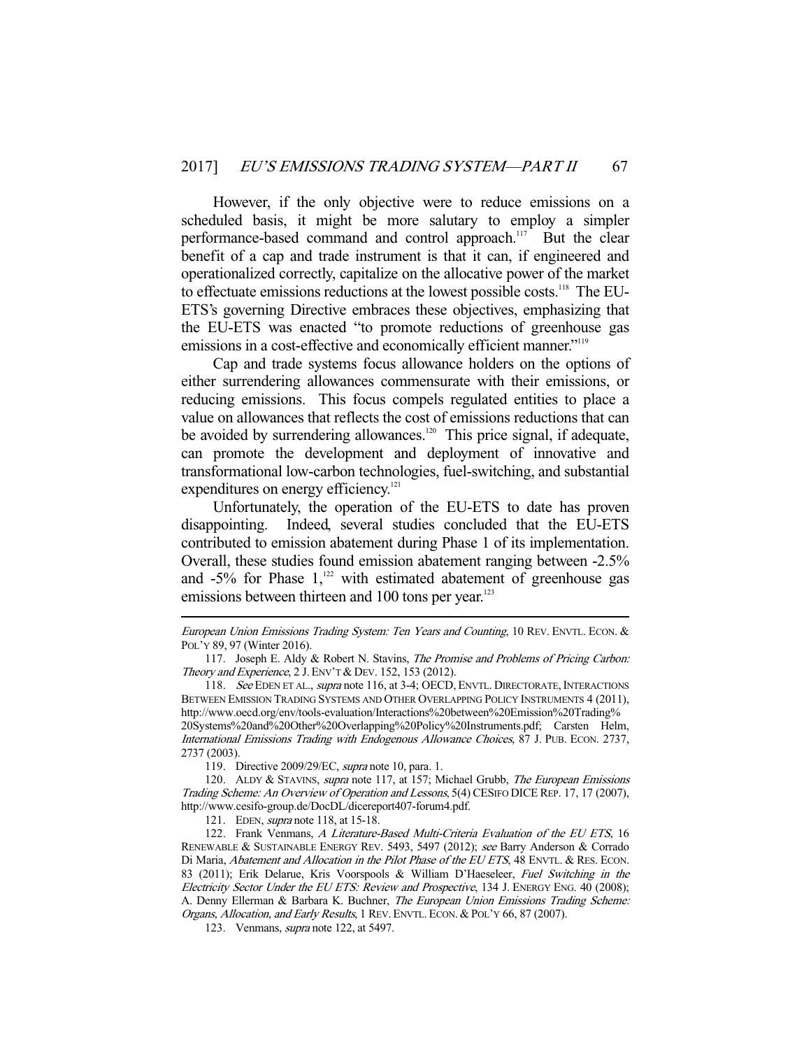However, if the only objective were to reduce emissions on a scheduled basis, it might be more salutary to employ a simpler performance-based command and control approach.[117] But the clear benefit of a cap and trade instrument is that it can, if engineered and operationalized correctly, capitalize on the allocative power of the market to effectuate emissions reductions at the lowest possible costs.[118] The EU-ETS's governing Directive embraces these objectives, emphasizing that the EU-ETS was enacted "to promote reductions of greenhouse gas emissions in a cost-effective and economically efficient manner."[119]

Cap and trade systems focus allowance holders on the options of either surrendering allowances commensurate with their emissions, or reducing emissions. This focus compels regulated entities to place a value on allowances that reflects the cost of emissions reductions that can be avoided by surrendering allowances.[120] This price signal, if adequate, can promote the development and deployment of innovative and transformational low-carbon technologies, fuel-switching, and substantial expenditures on energy efficiency.[121]

Unfortunately, the operation of the EU-ETS to date has proven disappointing. Indeed, several studies concluded that the EU-ETS contributed to emission abatement during Phase 1 of its implementation. Overall, these studies found emission abatement ranging between -2.5% and -5% for Phase 1,[122] with estimated abatement of greenhouse gas emissions between thirteen and 100 tons per year.[123]

---

*European Union Emissions Trading System: Ten Years and Counting*, 10 REV. ENVTL. ECON. & POL'Y 89, 97 (Winter 2016).

117. Joseph E. Aldy & Robert N. Stavins, *The Promise and Problems of Pricing Carbon: Theory and Experience*, 2 J. ENV'T & DEV. 152, 153 (2012).

118. *See* EDEN ET AL., *supra* note 116, at 3-4; OECD, ENVTL. DIRECTORATE, INTERACTIONS BETWEEN EMISSION TRADING SYSTEMS AND OTHER OVERLAPPING POLICY INSTRUMENTS 4 (2011), http://www.oecd.org/env/tools-evaluation/Interactions%20between%20Emission%20Trading%20Systems%20and%20Other%20Overlapping%20Policy%20Instruments.pdf; Carsten Helm, *International Emissions Trading with Endogenous Allowance Choices*, 87 J. PUB. ECON. 2737, 2737 (2003).

119. Directive 2009/29/EC, *supra* note 10, para. 1.

120. ALDY & STAVINS, *supra* note 117, at 157; Michael Grubb, *The European Emissions Trading Scheme: An Overview of Operation and Lessons*, 5(4) CESIFO DICE REP. 17, 17 (2007), http://www.cesifo-group.de/DocDL/dicereport407-forum4.pdf.

121. EDEN, *supra* note 118, at 15-18.

122. Frank Venmans, *A Literature-Based Multi-Criteria Evaluation of the EU ETS*, 16 RENEWABLE & SUSTAINABLE ENERGY REV. 5493, 5497 (2012); *see* Barry Anderson & Corrado Di Maria, *Abatement and Allocation in the Pilot Phase of the EU ETS*, 48 ENVTL. & RES. ECON. 83 (2011); Erik Delarue, Kris Voorspools & William D'Haeseleer, *Fuel Switching in the Electricity Sector Under the EU ETS: Review and Prospective*, 134 J. ENERGY ENG. 40 (2008); A. Denny Ellerman & Barbara K. Buchner, *The European Union Emissions Trading Scheme: Organs, Allocation, and Early Results*, 1 REV. ENVTL. ECON. & POL'Y 66, 87 (2007).

123. Venmans, *supra* note 122, at 5497.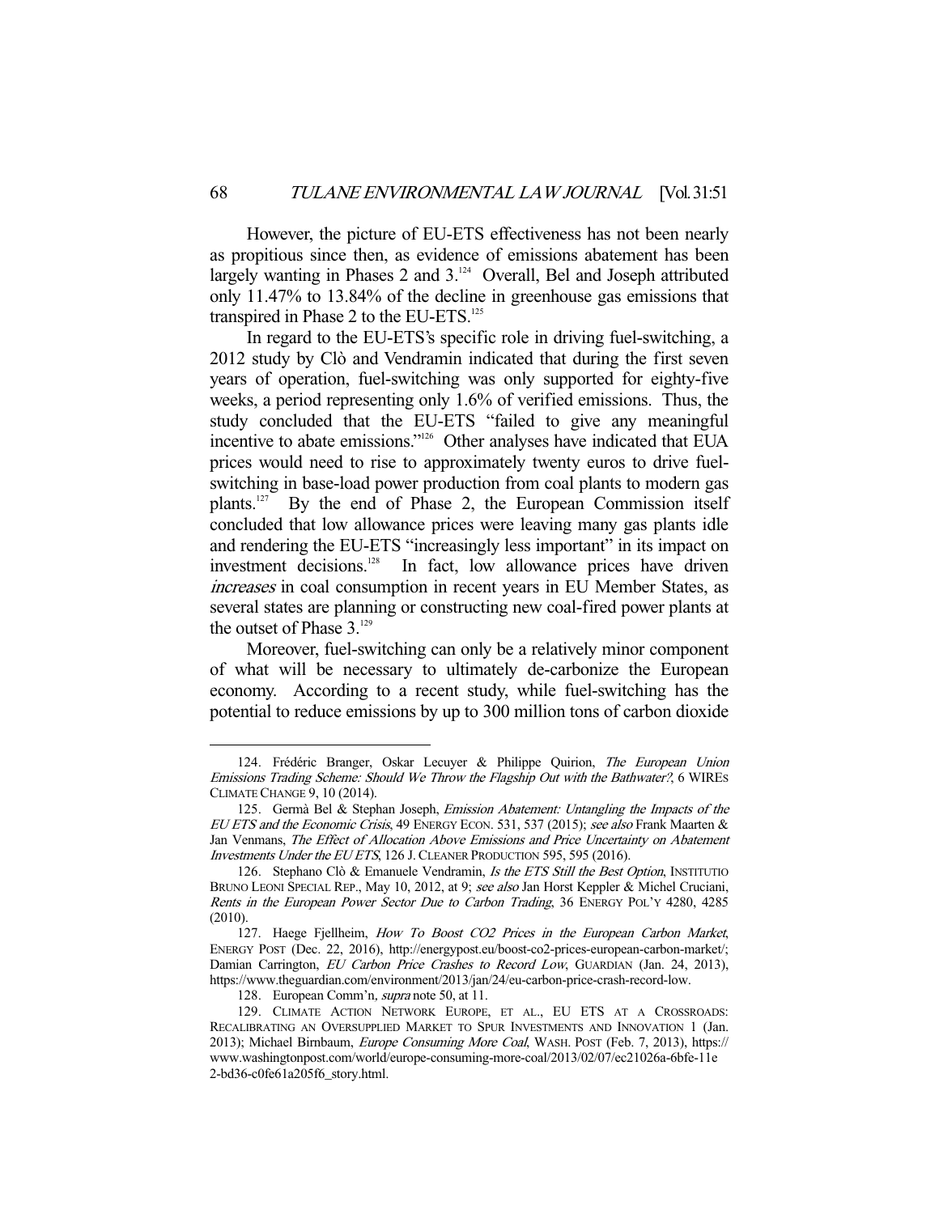However, the picture of EU-ETS effectiveness has not been nearly as propitious since then, as evidence of emissions abatement has been largely wanting in Phases 2 and 3.[124] Overall, Bel and Joseph attributed only 11.47% to 13.84% of the decline in greenhouse gas emissions that transpired in Phase 2 to the EU-ETS.[125]

In regard to the EU-ETS's specific role in driving fuel-switching, a 2012 study by Clò and Vendramin indicated that during the first seven years of operation, fuel-switching was only supported for eighty-five weeks, a period representing only 1.6% of verified emissions. Thus, the study concluded that the EU-ETS "failed to give any meaningful incentive to abate emissions."[126] Other analyses have indicated that EUA prices would need to rise to approximately twenty euros to drive fuel-switching in base-load power production from coal plants to modern gas plants.[127] By the end of Phase 2, the European Commission itself concluded that low allowance prices were leaving many gas plants idle and rendering the EU-ETS "increasingly less important" in its impact on investment decisions.[128] In fact, low allowance prices have driven *increases* in coal consumption in recent years in EU Member States, as several states are planning or constructing new coal-fired power plants at the outset of Phase 3.[129]

Moreover, fuel-switching can only be a relatively minor component of what will be necessary to ultimately de-carbonize the European economy. According to a recent study, while fuel-switching has the potential to reduce emissions by up to 300 million tons of carbon dioxide

---

124. Frédéric Branger, Oskar Lecuyer & Philippe Quirion, *The European Union Emissions Trading Scheme: Should We Throw the Flagship Out with the Bathwater?*, 6 WIREs CLIMATE CHANGE 9, 10 (2014).

125. Germà Bel & Stephan Joseph, *Emission Abatement: Untangling the Impacts of the EU ETS and the Economic Crisis*, 49 ENERGY ECON. 531, 537 (2015); *see also* Frank Maarten & Jan Venmans, *The Effect of Allocation Above Emissions and Price Uncertainty on Abatement Investments Under the EU ETS*, 126 J. CLEANER PRODUCTION 595, 595 (2016).

126. Stephano Clò & Emanuele Vendramin, *Is the ETS Still the Best Option*, INSTITUTIO BRUNO LEONI SPECIAL REP., May 10, 2012, at 9; *see also* Jan Horst Keppler & Michel Cruciani, *Rents in the European Power Sector Due to Carbon Trading*, 36 ENERGY POL'Y 4280, 4285 (2010).

127. Haege Fjellheim, *How To Boost CO2 Prices in the European Carbon Market*, ENERGY POST (Dec. 22, 2016), http://energypost.eu/boost-co2-prices-european-carbon-market/; Damian Carrington, *EU Carbon Price Crashes to Record Low*, GUARDIAN (Jan. 24, 2013), https://www.theguardian.com/environment/2013/jan/24/eu-carbon-price-crash-record-low.

128. European Comm'n, *supra* note 50, at 11.

129. CLIMATE ACTION NETWORK EUROPE, ET AL., EU ETS AT A CROSSROADS: RECALIBRATING AN OVERSUPPLIED MARKET TO SPUR INVESTMENTS AND INNOVATION 1 (Jan. 2013); Michael Birnbaum, *Europe Consuming More Coal*, WASH. POST (Feb. 7, 2013), https://www.washingtonpost.com/world/europe-consuming-more-coal/2013/02/07/ec21026a-6bfe-11e2-bd36-c0fe61a205f6_story.html.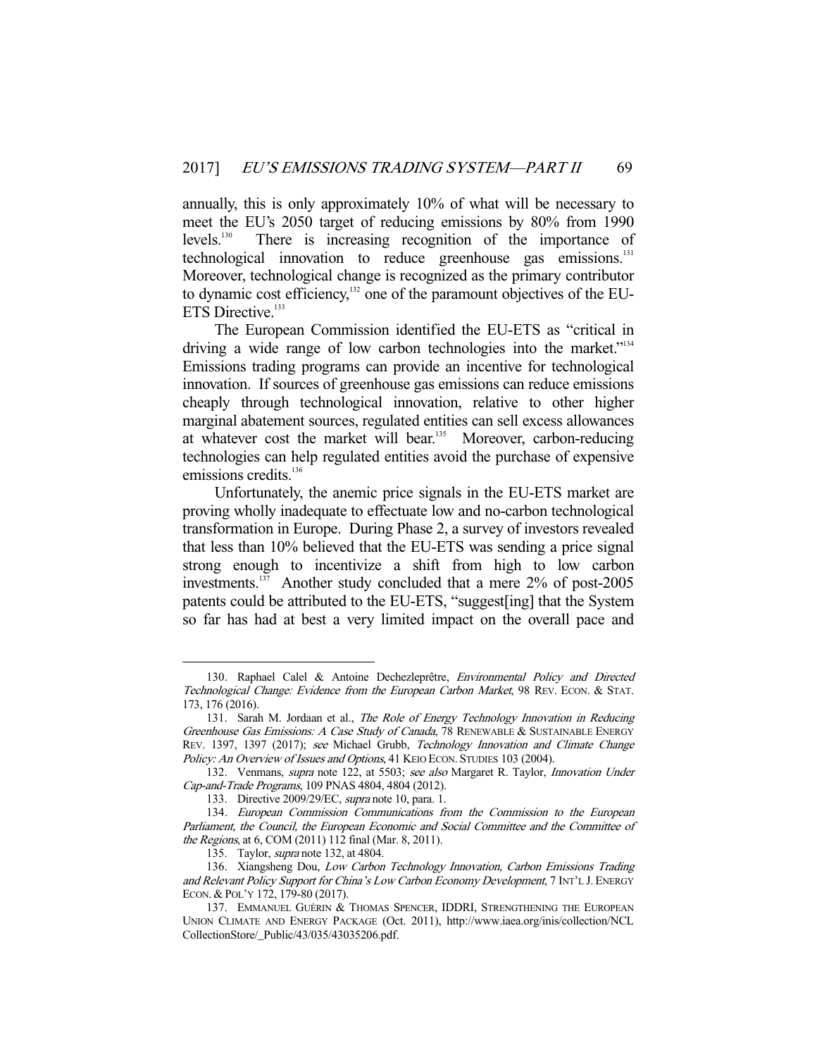annually, this is only approximately 10% of what will be necessary to meet the EU's 2050 target of reducing emissions by 80% from 1990 levels.[130] There is increasing recognition of the importance of technological innovation to reduce greenhouse gas emissions.[131] Moreover, technological change is recognized as the primary contributor to dynamic cost efficiency,[132] one of the paramount objectives of the EU-ETS Directive.[133]

The European Commission identified the EU-ETS as "critical in driving a wide range of low carbon technologies into the market."[134] Emissions trading programs can provide an incentive for technological innovation. If sources of greenhouse gas emissions can reduce emissions cheaply through technological innovation, relative to other higher marginal abatement sources, regulated entities can sell excess allowances at whatever cost the market will bear.[135] Moreover, carbon-reducing technologies can help regulated entities avoid the purchase of expensive emissions credits.[136]

Unfortunately, the anemic price signals in the EU-ETS market are proving wholly inadequate to effectuate low and no-carbon technological transformation in Europe. During Phase 2, a survey of investors revealed that less than 10% believed that the EU-ETS was sending a price signal strong enough to incentivize a shift from high to low carbon investments.[137] Another study concluded that a mere 2% of post-2005 patents could be attributed to the EU-ETS, "suggest[ing] that the System so far has had at best a very limited impact on the overall pace and

---

130. Raphael Calel & Antoine Dechezleprêtre, *Environmental Policy and Directed Technological Change: Evidence from the European Carbon Market*, 98 REV. ECON. & STAT. 173, 176 (2016).

131. Sarah M. Jordaan et al., *The Role of Energy Technology Innovation in Reducing Greenhouse Gas Emissions: A Case Study of Canada*, 78 RENEWABLE & SUSTAINABLE ENERGY REV. 1397, 1397 (2017); *see* Michael Grubb, *Technology Innovation and Climate Change Policy: An Overview of Issues and Options*, 41 KEIO ECON. STUDIES 103 (2004).

132. Venmans, *supra* note 122, at 5503; *see also* Margaret R. Taylor, *Innovation Under Cap-and-Trade Programs*, 109 PNAS 4804, 4804 (2012).

133. Directive 2009/29/EC, *supra* note 10, para. 1.

134. *European Commission Communications from the Commission to the European Parliament, the Council, the European Economic and Social Committee and the Committee of the Regions*, at 6, COM (2011) 112 final (Mar. 8, 2011).

135. Taylor, *supra* note 132, at 4804.

136. Xiangsheng Dou, *Low Carbon Technology Innovation, Carbon Emissions Trading and Relevant Policy Support for China's Low Carbon Economy Development*, 7 INT'L J. ENERGY ECON. & POL'Y 172, 179-80 (2017).

137. EMMANUEL GUÉRIN & THOMAS SPENCER, IDDRI, STRENGTHENING THE EUROPEAN UNION CLIMATE AND ENERGY PACKAGE (Oct. 2011), http://www.iaea.org/inis/collection/NCLCollectionStore/_Public/43/035/43035206.pdf.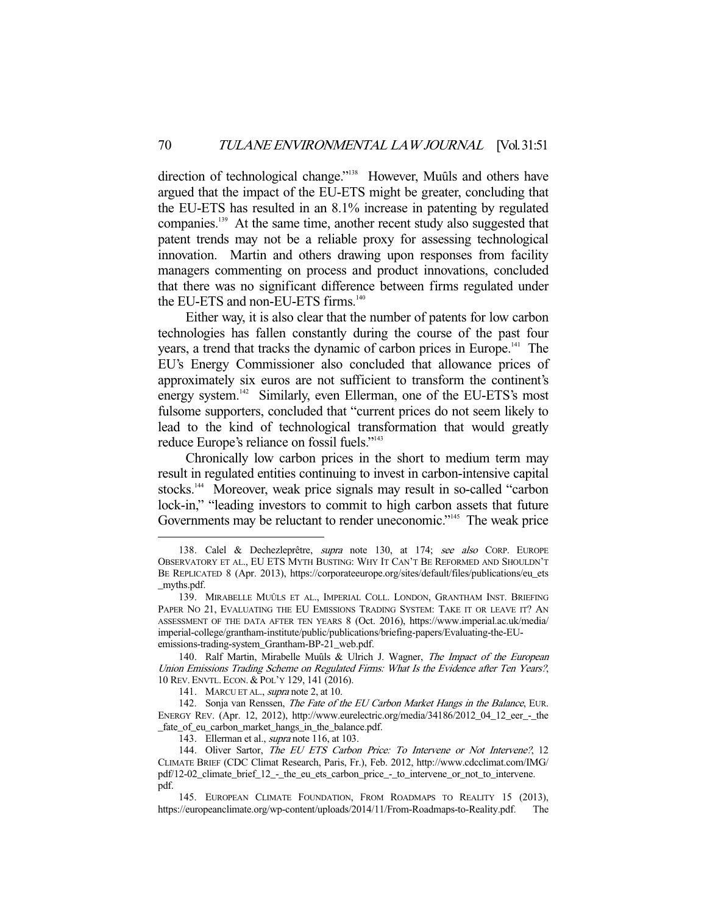direction of technological change."[138] However, Muûls and others have argued that the impact of the EU-ETS might be greater, concluding that the EU-ETS has resulted in an 8.1% increase in patenting by regulated companies.[139] At the same time, another recent study also suggested that patent trends may not be a reliable proxy for assessing technological innovation. Martin and others drawing upon responses from facility managers commenting on process and product innovations, concluded that there was no significant difference between firms regulated under the EU-ETS and non-EU-ETS firms.[140]

Either way, it is also clear that the number of patents for low carbon technologies has fallen constantly during the course of the past four years, a trend that tracks the dynamic of carbon prices in Europe.[141] The EU's Energy Commissioner also concluded that allowance prices of approximately six euros are not sufficient to transform the continent's energy system.[142] Similarly, even Ellerman, one of the EU-ETS's most fulsome supporters, concluded that "current prices do not seem likely to lead to the kind of technological transformation that would greatly reduce Europe's reliance on fossil fuels."[143]

Chronically low carbon prices in the short to medium term may result in regulated entities continuing to invest in carbon-intensive capital stocks.[144] Moreover, weak price signals may result in so-called "carbon lock-in," "leading investors to commit to high carbon assets that future Governments may be reluctant to render uneconomic."[145] The weak price

---

138. Calel & Dechezleprêtre, *supra* note 130, at 174; *see also* CORP. EUROPE OBSERVATORY ET AL., EU ETS MYTH BUSTING: WHY IT CAN'T BE REFORMED AND SHOULDN'T BE REPLICATED 8 (Apr. 2013), https://corporateeurope.org/sites/default/files/publications/eu_ets_myths.pdf.

139. MIRABELLE MUÛLS ET AL., IMPERIAL COLL. LONDON, GRANTHAM INST. BRIEFING PAPER NO 21, EVALUATING THE EU EMISSIONS TRADING SYSTEM: TAKE IT OR LEAVE IT? AN ASSESSMENT OF THE DATA AFTER TEN YEARS 8 (Oct. 2016), https://www.imperial.ac.uk/media/imperial-college/grantham-institute/public/publications/briefing-papers/Evaluating-the-EU-emissions-trading-system_Grantham-BP-21_web.pdf.

140. Ralf Martin, Mirabelle Muûls & Ulrich J. Wagner, *The Impact of the European Union Emissions Trading Scheme on Regulated Firms: What Is the Evidence after Ten Years?*, 10 REV. ENVTL. ECON. & POL'Y 129, 141 (2016).

141. MARCU ET AL., *supra* note 2, at 10.

142. Sonja van Renssen, *The Fate of the EU Carbon Market Hangs in the Balance*, EUR. ENERGY REV. (Apr. 12, 2012), http://www.eurelectric.org/media/34186/2012_04_12_eer_-_the_fate_of_eu_carbon_market_hangs_in_the_balance.pdf.

143. Ellerman et al., *supra* note 116, at 103.

144. Oliver Sartor, *The EU ETS Carbon Price: To Intervene or Not Intervene?*, 12 CLIMATE BRIEF (CDC Climat Research, Paris, Fr.), Feb. 2012, http://www.cdcclimat.com/IMG/pdf/12-02_climate_brief_12_-_the_eu_ets_carbon_price_-_to_intervene_or_not_to_intervene.pdf.

145. EUROPEAN CLIMATE FOUNDATION, FROM ROADMAPS TO REALITY 15 (2013), https://europeanclimate.org/wp-content/uploads/2014/11/From-Roadmaps-to-Reality.pdf. The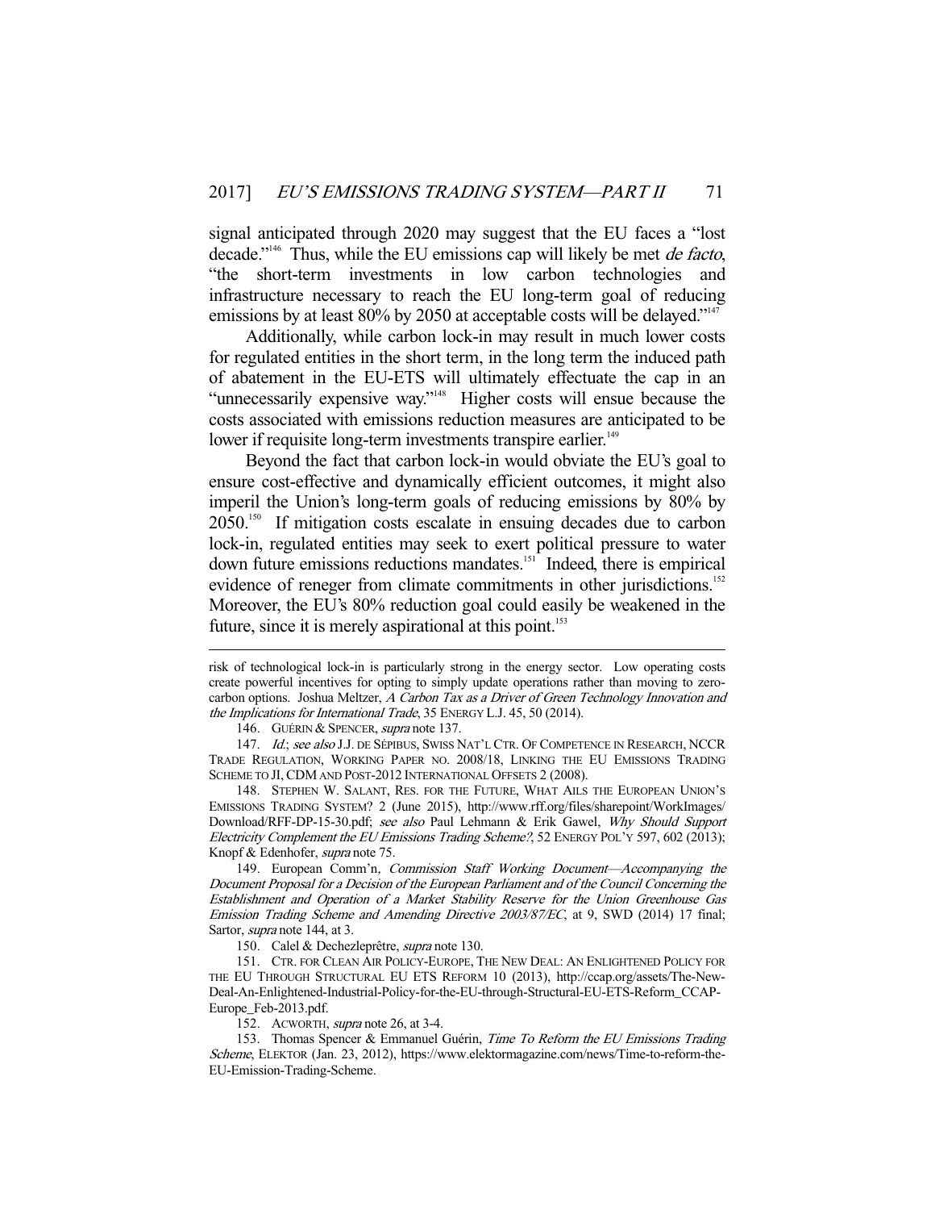signal anticipated through 2020 may suggest that the EU faces a "lost decade."[146] Thus, while the EU emissions cap will likely be met *de facto*, "the short-term investments in low carbon technologies and infrastructure necessary to reach the EU long-term goal of reducing emissions by at least 80% by 2050 at acceptable costs will be delayed."[147]

Additionally, while carbon lock-in may result in much lower costs for regulated entities in the short term, in the long term the induced path of abatement in the EU-ETS will ultimately effectuate the cap in an "unnecessarily expensive way."[148] Higher costs will ensue because the costs associated with emissions reduction measures are anticipated to be lower if requisite long-term investments transpire earlier.[149]

Beyond the fact that carbon lock-in would obviate the EU's goal to ensure cost-effective and dynamically efficient outcomes, it might also imperil the Union's long-term goals of reducing emissions by 80% by 2050.[150] If mitigation costs escalate in ensuing decades due to carbon lock-in, regulated entities may seek to exert political pressure to water down future emissions reductions mandates.[151] Indeed, there is empirical evidence of reneger from climate commitments in other jurisdictions.[152] Moreover, the EU's 80% reduction goal could easily be weakened in the future, since it is merely aspirational at this point.[153]

---

risk of technological lock-in is particularly strong in the energy sector. Low operating costs create powerful incentives for opting to simply update operations rather than moving to zero-carbon options. Joshua Meltzer, *A Carbon Tax as a Driver of Green Technology Innovation and the Implications for International Trade*, 35 ENERGY L.J. 45, 50 (2014).

146. GUÉRIN & SPENCER, *supra* note 137.

147. *Id.*; *see also* J.J. DE SÉPIBUS, SWISS NAT'L CTR. OF COMPETENCE IN RESEARCH, NCCR TRADE REGULATION, WORKING PAPER NO. 2008/18, LINKING THE EU EMISSIONS TRADING SCHEME TO JI, CDM AND POST-2012 INTERNATIONAL OFFSETS 2 (2008).

148. STEPHEN W. SALANT, RES. FOR THE FUTURE, WHAT AILS THE EUROPEAN UNION'S EMISSIONS TRADING SYSTEM? 2 (June 2015), http://www.rff.org/files/sharepoint/WorkImages/Download/RFF-DP-15-30.pdf; *see also* Paul Lehmann & Erik Gawel, *Why Should Support Electricity Complement the EU Emissions Trading Scheme?*, 52 ENERGY POL'Y 597, 602 (2013); Knopf & Edenhofer, *supra* note 75.

149. European Comm'n, *Commission Staff Working Document—Accompanying the Document Proposal for a Decision of the European Parliament and of the Council Concerning the Establishment and Operation of a Market Stability Reserve for the Union Greenhouse Gas Emission Trading Scheme and Amending Directive 2003/87/EC*, at 9, SWD (2014) 17 final; Sartor, *supra* note 144, at 3.

150. Calel & Dechezleprêtre, *supra* note 130.

151. CTR. FOR CLEAN AIR POLICY-EUROPE, THE NEW DEAL: AN ENLIGHTENED POLICY FOR THE EU THROUGH STRUCTURAL EU ETS REFORM 10 (2013), http://ccap.org/assets/The-New-Deal-An-Enlightened-Industrial-Policy-for-the-EU-through-Structural-EU-ETS-Reform_CCAP-Europe_Feb-2013.pdf.

152. ACWORTH, *supra* note 26, at 3-4.

153. Thomas Spencer & Emmanuel Guérin, *Time To Reform the EU Emissions Trading Scheme*, ELEKTOR (Jan. 23, 2012), https://www.elektormagazine.com/news/Time-to-reform-the-EU-Emission-Trading-Scheme.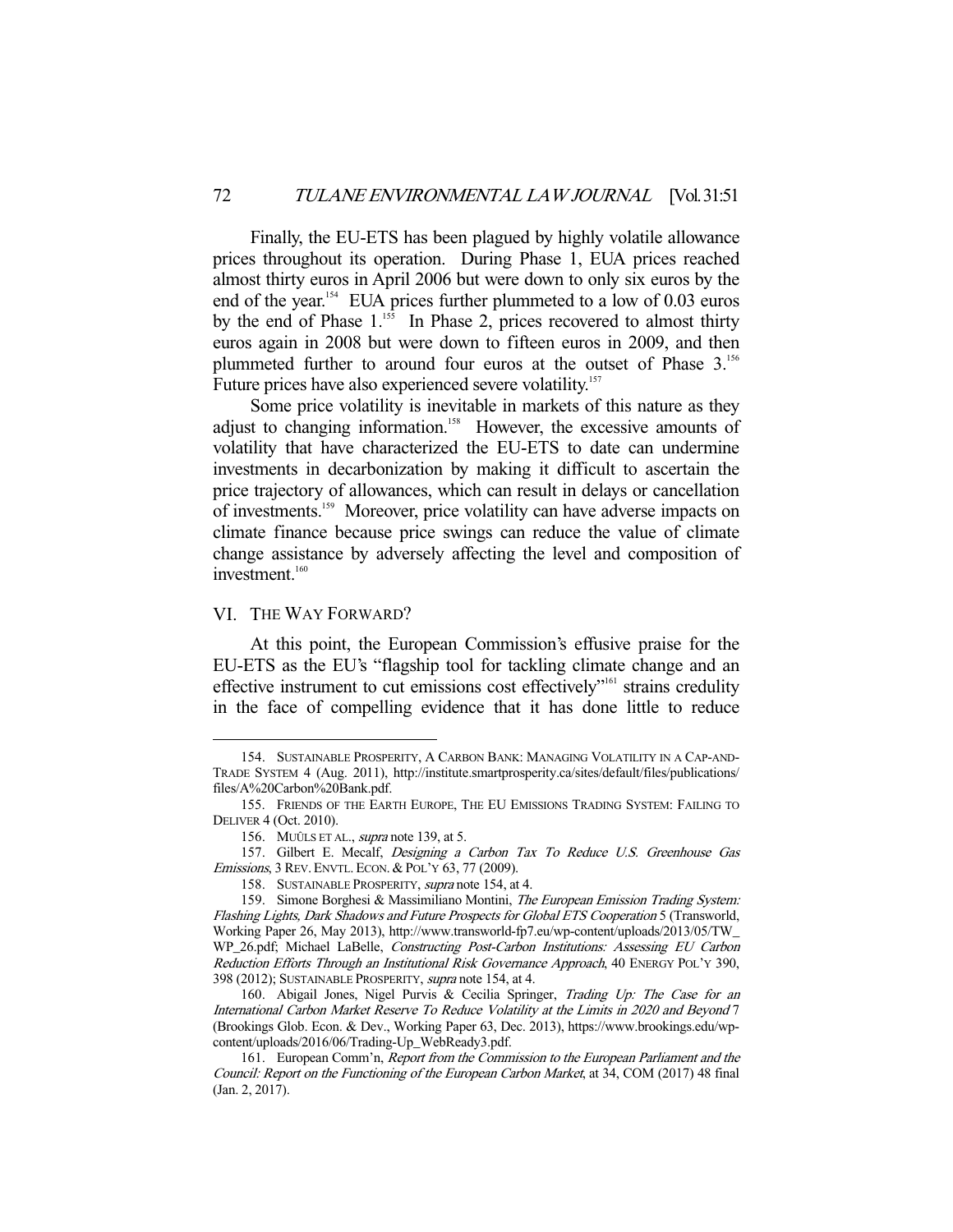Finally, the EU-ETS has been plagued by highly volatile allowance prices throughout its operation. During Phase 1, EUA prices reached almost thirty euros in April 2006 but were down to only six euros by the end of the year.[154] EUA prices further plummeted to a low of 0.03 euros by the end of Phase 1.[155] In Phase 2, prices recovered to almost thirty euros again in 2008 but were down to fifteen euros in 2009, and then plummeted further to around four euros at the outset of Phase 3.[156] Future prices have also experienced severe volatility.[157]

Some price volatility is inevitable in markets of this nature as they adjust to changing information.[158] However, the excessive amounts of volatility that have characterized the EU-ETS to date can undermine investments in decarbonization by making it difficult to ascertain the price trajectory of allowances, which can result in delays or cancellation of investments.[159] Moreover, price volatility can have adverse impacts on climate finance because price swings can reduce the value of climate change assistance by adversely affecting the level and composition of investment.[160]

## VI. THE WAY FORWARD?

At this point, the European Commission's effusive praise for the EU-ETS as the EU's "flagship tool for tackling climate change and an effective instrument to cut emissions cost effectively"[161] strains credulity in the face of compelling evidence that it has done little to reduce

---

154. SUSTAINABLE PROSPERITY, A CARBON BANK: MANAGING VOLATILITY IN A CAP-AND-TRADE SYSTEM 4 (Aug. 2011), http://institute.smartprosperity.ca/sites/default/files/publications/files/A%20Carbon%20Bank.pdf.

155. FRIENDS OF THE EARTH EUROPE, THE EU EMISSIONS TRADING SYSTEM: FAILING TO DELIVER 4 (Oct. 2010).

156. MUÛLS ET AL., *supra* note 139, at 5.

157. Gilbert E. Mecalf, *Designing a Carbon Tax To Reduce U.S. Greenhouse Gas Emissions*, 3 REV. ENVTL. ECON. & POL'Y 63, 77 (2009).

158. SUSTAINABLE PROSPERITY, *supra* note 154, at 4.

159. Simone Borghesi & Massimiliano Montini, *The European Emission Trading System: Flashing Lights, Dark Shadows and Future Prospects for Global ETS Cooperation* 5 (Transworld, Working Paper 26, May 2013), http://www.transworld-fp7.eu/wp-content/uploads/2013/05/TW_WP_26.pdf; Michael LaBelle, *Constructing Post-Carbon Institutions: Assessing EU Carbon Reduction Efforts Through an Institutional Risk Governance Approach*, 40 ENERGY POL'Y 390, 398 (2012); SUSTAINABLE PROSPERITY, *supra* note 154, at 4.

160. Abigail Jones, Nigel Purvis & Cecilia Springer, *Trading Up: The Case for an International Carbon Market Reserve To Reduce Volatility at the Limits in 2020 and Beyond* 7 (Brookings Glob. Econ. & Dev., Working Paper 63, Dec. 2013), https://www.brookings.edu/wp-content/uploads/2016/06/Trading-Up_WebReady3.pdf.

161. European Comm'n, *Report from the Commission to the European Parliament and the Council: Report on the Functioning of the European Carbon Market*, at 34, COM (2017) 48 final (Jan. 2, 2017).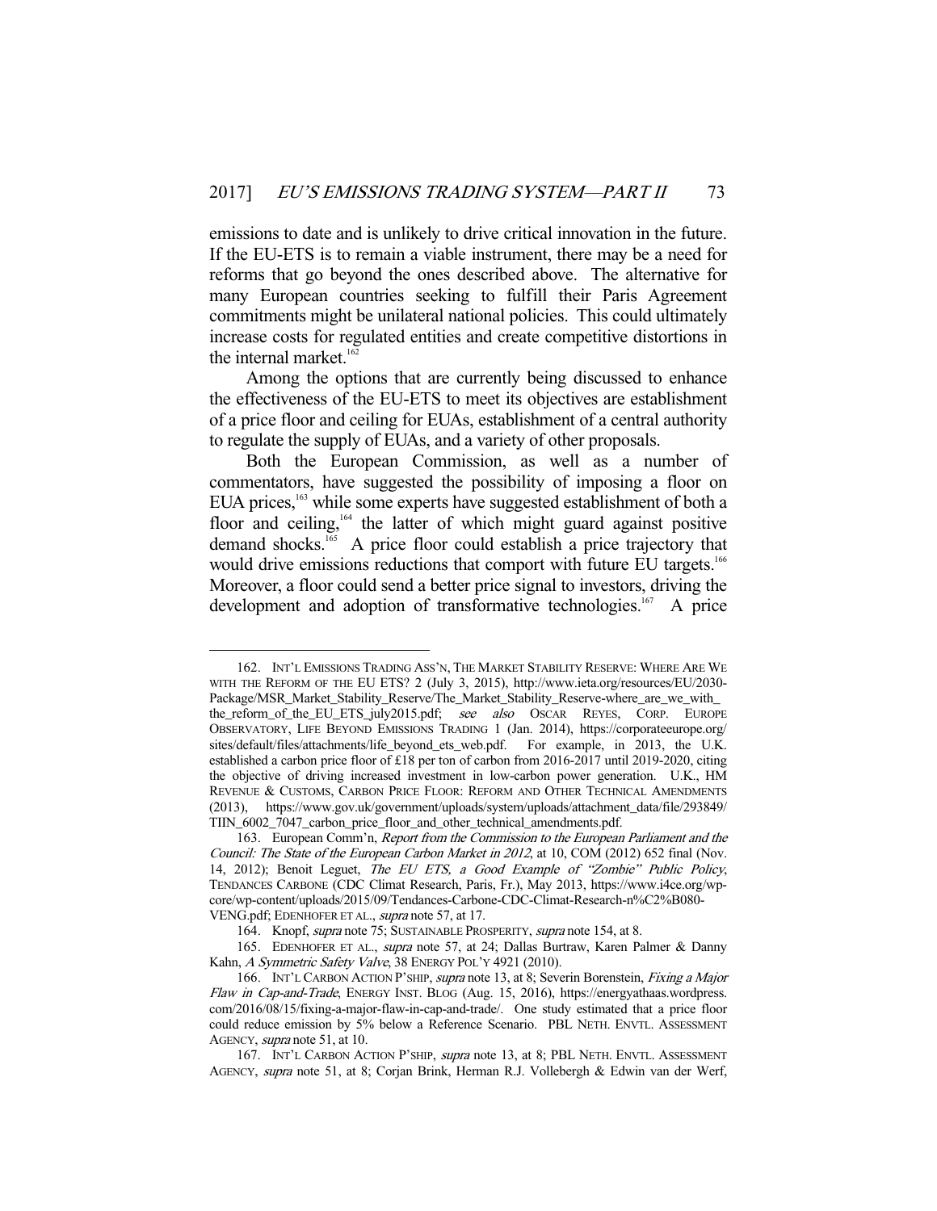emissions to date and is unlikely to drive critical innovation in the future. If the EU-ETS is to remain a viable instrument, there may be a need for reforms that go beyond the ones described above. The alternative for many European countries seeking to fulfill their Paris Agreement commitments might be unilateral national policies. This could ultimately increase costs for regulated entities and create competitive distortions in the internal market.[162]

Among the options that are currently being discussed to enhance the effectiveness of the EU-ETS to meet its objectives are establishment of a price floor and ceiling for EUAs, establishment of a central authority to regulate the supply of EUAs, and a variety of other proposals.

Both the European Commission, as well as a number of commentators, have suggested the possibility of imposing a floor on EUA prices,[163] while some experts have suggested establishment of both a floor and ceiling,[164] the latter of which might guard against positive demand shocks.[165] A price floor could establish a price trajectory that would drive emissions reductions that comport with future EU targets.[166] Moreover, a floor could send a better price signal to investors, driving the development and adoption of transformative technologies.[167] A price

---

162. INT'L EMISSIONS TRADING ASS'N, THE MARKET STABILITY RESERVE: WHERE ARE WE WITH THE REFORM OF THE EU ETS? 2 (July 3, 2015), http://www.ieta.org/resources/EU/2030-Package/MSR_Market_Stability_Reserve/The_Market_Stability_Reserve-where_are_we_with_the_reform_of_the_EU_ETS_july2015.pdf; *see also* OSCAR REYES, CORP. EUROPE OBSERVATORY, LIFE BEYOND EMISSIONS TRADING 1 (Jan. 2014), https://corporateeurope.org/sites/default/files/attachments/life_beyond_ets_web.pdf. For example, in 2013, the U.K. established a carbon price floor of £18 per ton of carbon from 2016-2017 until 2019-2020, citing the objective of driving increased investment in low-carbon power generation. U.K., HM REVENUE & CUSTOMS, CARBON PRICE FLOOR: REFORM AND OTHER TECHNICAL AMENDMENTS (2013), https://www.gov.uk/government/uploads/system/uploads/attachment_data/file/293849/TIIN_6002_7047_carbon_price_floor_and_other_technical_amendments.pdf.

163. European Comm'n, *Report from the Commission to the European Parliament and the Council: The State of the European Carbon Market in 2012*, at 10, COM (2012) 652 final (Nov. 14, 2012); Benoit Leguet, *The EU ETS, a Good Example of "Zombie" Public Policy*, TENDANCES CARBONE (CDC Climat Research, Paris, Fr.), May 2013, https://www.i4ce.org/wp-core/wp-content/uploads/2015/09/Tendances-Carbone-CDC-Climat-Research-n%C2%B080-VENG.pdf; EDENHOFER ET AL., *supra* note 57, at 17.

164. Knopf, *supra* note 75; SUSTAINABLE PROSPERITY, *supra* note 154, at 8.

165. EDENHOFER ET AL., *supra* note 57, at 24; Dallas Burtraw, Karen Palmer & Danny Kahn, *A Symmetric Safety Valve*, 38 ENERGY POL'Y 4921 (2010).

166. INT'L CARBON ACTION P'SHIP, *supra* note 13, at 8; Severin Borenstein, *Fixing a Major Flaw in Cap-and-Trade*, ENERGY INST. BLOG (Aug. 15, 2016), https://energyathaas.wordpress.com/2016/08/15/fixing-a-major-flaw-in-cap-and-trade/. One study estimated that a price floor could reduce emission by 5% below a Reference Scenario. PBL NETH. ENVTL. ASSESSMENT AGENCY, *supra* note 51, at 10.

167. INT'L CARBON ACTION P'SHIP, *supra* note 13, at 8; PBL NETH. ENVTL. ASSESSMENT AGENCY, *supra* note 51, at 8; Corjan Brink, Herman R.J. Vollebergh & Edwin van der Werf,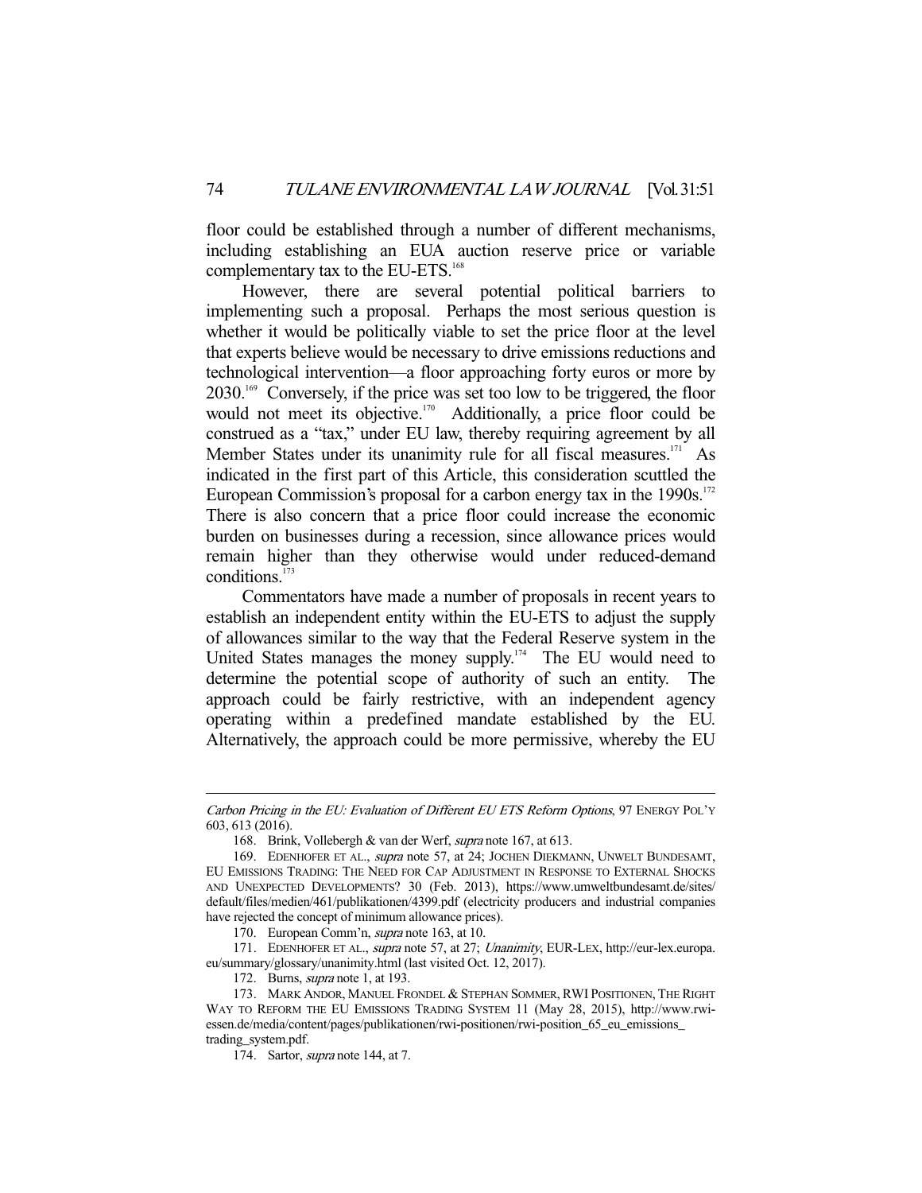floor could be established through a number of different mechanisms, including establishing an EUA auction reserve price or variable complementary tax to the EU-ETS.[168]

However, there are several potential political barriers to implementing such a proposal. Perhaps the most serious question is whether it would be politically viable to set the price floor at the level that experts believe would be necessary to drive emissions reductions and technological intervention—a floor approaching forty euros or more by 2030.[169] Conversely, if the price was set too low to be triggered, the floor would not meet its objective.[170] Additionally, a price floor could be construed as a "tax," under EU law, thereby requiring agreement by all Member States under its unanimity rule for all fiscal measures.[171] As indicated in the first part of this Article, this consideration scuttled the European Commission's proposal for a carbon energy tax in the 1990s.[172] There is also concern that a price floor could increase the economic burden on businesses during a recession, since allowance prices would remain higher than they otherwise would under reduced-demand conditions.[173]

Commentators have made a number of proposals in recent years to establish an independent entity within the EU-ETS to adjust the supply of allowances similar to the way that the Federal Reserve system in the United States manages the money supply.[174] The EU would need to determine the potential scope of authority of such an entity. The approach could be fairly restrictive, with an independent agency operating within a predefined mandate established by the EU. Alternatively, the approach could be more permissive, whereby the EU

---

*Carbon Pricing in the EU: Evaluation of Different EU ETS Reform Options*, 97 ENERGY POL'Y 603, 613 (2016).

168. Brink, Vollebergh & van der Werf, *supra* note 167, at 613.

169. EDENHOFER ET AL., *supra* note 57, at 24; JOCHEN DIEKMANN, UNWELT BUNDESAMT, EU EMISSIONS TRADING: THE NEED FOR CAP ADJUSTMENT IN RESPONSE TO EXTERNAL SHOCKS AND UNEXPECTED DEVELOPMENTS? 30 (Feb. 2013), https://www.umweltbundesamt.de/sites/default/files/medien/461/publikationen/4399.pdf (electricity producers and industrial companies have rejected the concept of minimum allowance prices).

170. European Comm'n, *supra* note 163, at 10.

171. EDENHOFER ET AL., *supra* note 57, at 27; *Unanimity*, EUR-LEX, http://eur-lex.europa.eu/summary/glossary/unanimity.html (last visited Oct. 12, 2017).

172. Burns, *supra* note 1, at 193.

173. MARK ANDOR, MANUEL FRONDEL & STEPHAN SOMMER, RWI POSITIONEN, THE RIGHT WAY TO REFORM THE EU EMISSIONS TRADING SYSTEM 11 (May 28, 2015), http://www.rwi-essen.de/media/content/pages/publikationen/rwi-positionen/rwi-position_65_eu_emissions_trading_system.pdf.

174. Sartor, *supra* note 144, at 7.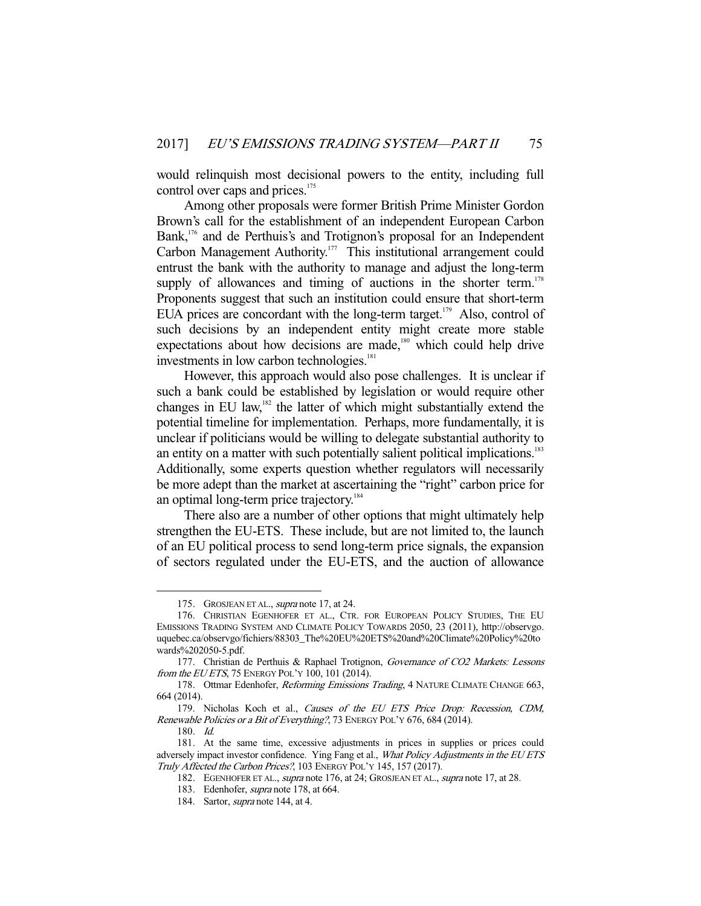would relinquish most decisional powers to the entity, including full control over caps and prices.[175]

Among other proposals were former British Prime Minister Gordon Brown's call for the establishment of an independent European Carbon Bank,[176] and de Perthuis's and Trotignon's proposal for an Independent Carbon Management Authority.[177] This institutional arrangement could entrust the bank with the authority to manage and adjust the long-term supply of allowances and timing of auctions in the shorter term.[178] Proponents suggest that such an institution could ensure that short-term EUA prices are concordant with the long-term target.[179] Also, control of such decisions by an independent entity might create more stable expectations about how decisions are made,[180] which could help drive investments in low carbon technologies.[181]

However, this approach would also pose challenges. It is unclear if such a bank could be established by legislation or would require other changes in EU law,[182] the latter of which might substantially extend the potential timeline for implementation. Perhaps, more fundamentally, it is unclear if politicians would be willing to delegate substantial authority to an entity on a matter with such potentially salient political implications.[183] Additionally, some experts question whether regulators will necessarily be more adept than the market at ascertaining the "right" carbon price for an optimal long-term price trajectory.[184]

There also are a number of other options that might ultimately help strengthen the EU-ETS. These include, but are not limited to, the launch of an EU political process to send long-term price signals, the expansion of sectors regulated under the EU-ETS, and the auction of allowance

---

175. GROSJEAN ET AL., *supra* note 17, at 24.

176. CHRISTIAN EGENHOFER ET AL., CTR. FOR EUROPEAN POLICY STUDIES, THE EU EMISSIONS TRADING SYSTEM AND CLIMATE POLICY TOWARDS 2050, 23 (2011), http://observgo.uquebec.ca/observgo/fichiers/88303_The%20EU%20ETS%20and%20Climate%20Policy%20towards%202050-5.pdf.

177. Christian de Perthuis & Raphael Trotignon, *Governance of CO2 Markets: Lessons from the EU ETS*, 75 ENERGY POL'Y 100, 101 (2014).

178. Ottmar Edenhofer, *Reforming Emissions Trading*, 4 NATURE CLIMATE CHANGE 663, 664 (2014).

179. Nicholas Koch et al., *Causes of the EU ETS Price Drop: Recession, CDM, Renewable Policies or a Bit of Everything?*, 73 ENERGY POL'Y 676, 684 (2014).

180. *Id.*

181. At the same time, excessive adjustments in prices in supplies or prices could adversely impact investor confidence. Ying Fang et al., *What Policy Adjustments in the EU ETS Truly Affected the Carbon Prices?*, 103 ENERGY POL'Y 145, 157 (2017).

182. EGENHOFER ET AL., *supra* note 176, at 24; GROSJEAN ET AL., *supra* note 17, at 28.

183. Edenhofer, *supra* note 178, at 664.

184. Sartor, *supra* note 144, at 4.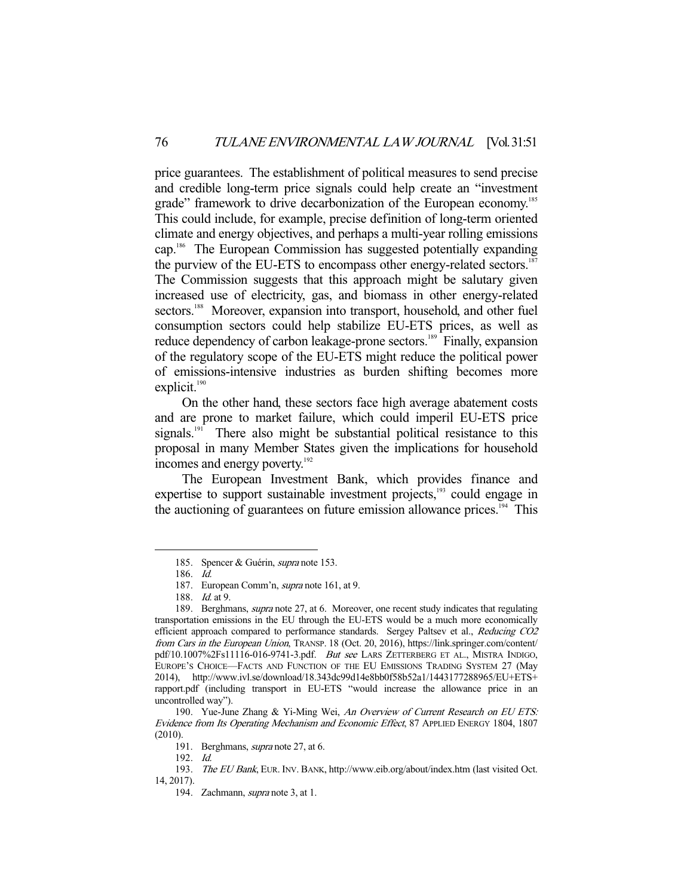price guarantees. The establishment of political measures to send precise and credible long-term price signals could help create an "investment grade" framework to drive decarbonization of the European economy.[185] This could include, for example, precise definition of long-term oriented climate and energy objectives, and perhaps a multi-year rolling emissions cap.[186] The European Commission has suggested potentially expanding the purview of the EU-ETS to encompass other energy-related sectors.[187] The Commission suggests that this approach might be salutary given increased use of electricity, gas, and biomass in other energy-related sectors.[188] Moreover, expansion into transport, household, and other fuel consumption sectors could help stabilize EU-ETS prices, as well as reduce dependency of carbon leakage-prone sectors.[189] Finally, expansion of the regulatory scope of the EU-ETS might reduce the political power of emissions-intensive industries as burden shifting becomes more explicit.[190]

On the other hand, these sectors face high average abatement costs and are prone to market failure, which could imperil EU-ETS price signals.[191] There also might be substantial political resistance to this proposal in many Member States given the implications for household incomes and energy poverty.[192]

The European Investment Bank, which provides finance and expertise to support sustainable investment projects,[193] could engage in the auctioning of guarantees on future emission allowance prices.[194] This

---

185. Spencer & Guérin, *supra* note 153.

186. *Id.*

187. European Comm'n, *supra* note 161, at 9.

188. *Id.* at 9.

189. Berghmans, *supra* note 27, at 6. Moreover, one recent study indicates that regulating transportation emissions in the EU through the EU-ETS would be a much more economically efficient approach compared to performance standards. Sergey Paltsev et al., *Reducing CO2 from Cars in the European Union*, TRANSP. 18 (Oct. 20, 2016), https://link.springer.com/content/pdf/10.1007%2Fs11116-016-9741-3.pdf. *But see* LARS ZETTERBERG ET AL., MISTRA INDIGO, EUROPE'S CHOICE—FACTS AND FUNCTION OF THE EU EMISSIONS TRADING SYSTEM 27 (May 2014), http://www.ivl.se/download/18.343dc99d14e8bb0f58b52a1/1443177288965/EU+ETS+rapport.pdf (including transport in EU-ETS "would increase the allowance price in an uncontrolled way").

190. Yue-June Zhang & Yi-Ming Wei, *An Overview of Current Research on EU ETS: Evidence from Its Operating Mechanism and Economic Effect*, 87 APPLIED ENERGY 1804, 1807 (2010).

191. Berghmans, *supra* note 27, at 6.

192. *Id.*

193. *The EU Bank*, EUR. INV. BANK, http://www.eib.org/about/index.htm (last visited Oct. 14, 2017).

194. Zachmann, *supra* note 3, at 1.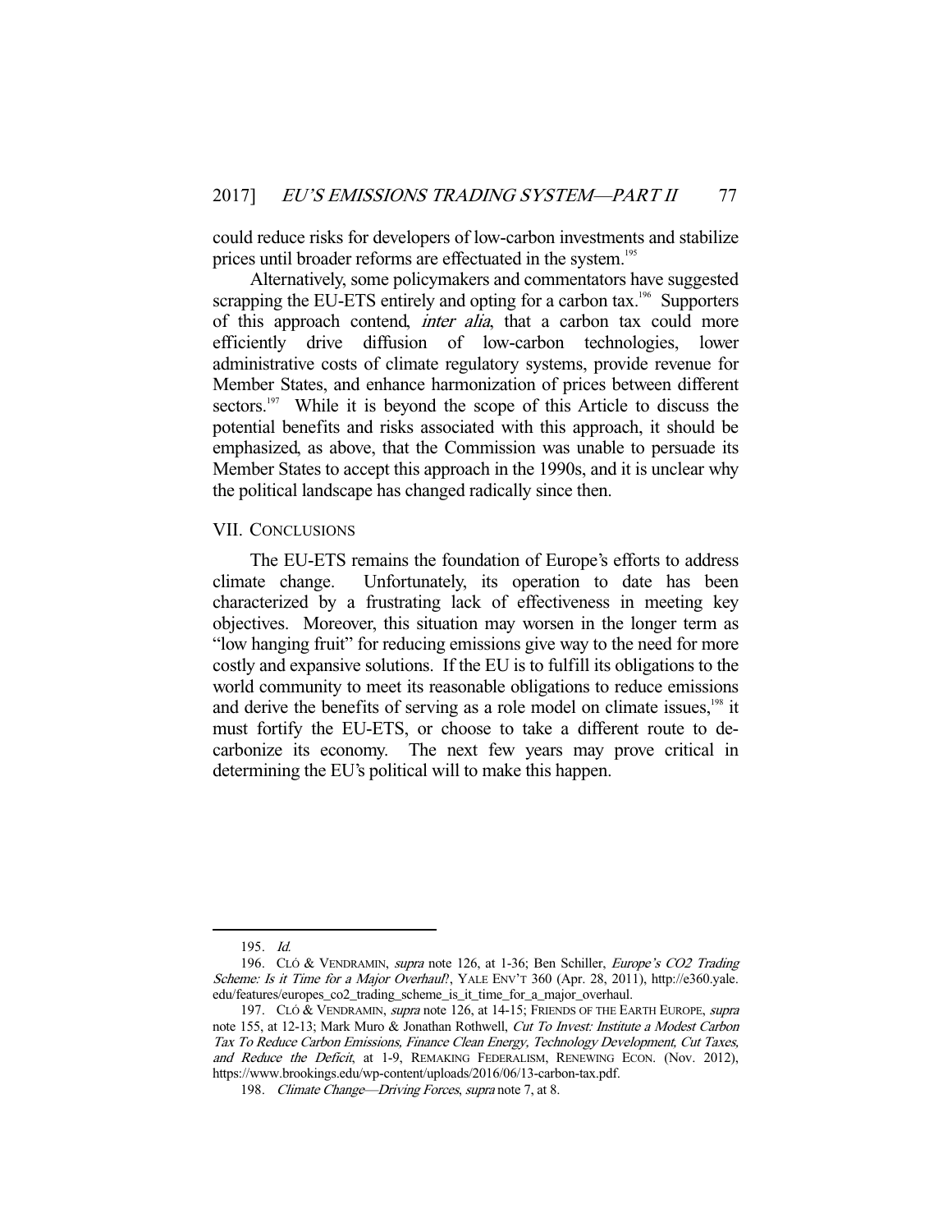could reduce risks for developers of low-carbon investments and stabilize prices until broader reforms are effectuated in the system.[195]

Alternatively, some policymakers and commentators have suggested scrapping the EU-ETS entirely and opting for a carbon tax.[196] Supporters of this approach contend, *inter alia*, that a carbon tax could more efficiently drive diffusion of low-carbon technologies, lower administrative costs of climate regulatory systems, provide revenue for Member States, and enhance harmonization of prices between different sectors.[197] While it is beyond the scope of this Article to discuss the potential benefits and risks associated with this approach, it should be emphasized, as above, that the Commission was unable to persuade its Member States to accept this approach in the 1990s, and it is unclear why the political landscape has changed radically since then.

## VII. CONCLUSIONS

The EU-ETS remains the foundation of Europe's efforts to address climate change. Unfortunately, its operation to date has been characterized by a frustrating lack of effectiveness in meeting key objectives. Moreover, this situation may worsen in the longer term as "low hanging fruit" for reducing emissions give way to the need for more costly and expansive solutions. If the EU is to fulfill its obligations to the world community to meet its reasonable obligations to reduce emissions and derive the benefits of serving as a role model on climate issues,[198] it must fortify the EU-ETS, or choose to take a different route to de-carbonize its economy. The next few years may prove critical in determining the EU's political will to make this happen.

---

195. *Id.*

196. CLÓ & VENDRAMIN, *supra* note 126, at 1-36; Ben Schiller, *Europe's CO2 Trading Scheme: Is it Time for a Major Overhaul?*, YALE ENV'T 360 (Apr. 28, 2011), http://e360.yale.edu/features/europes_co2_trading_scheme_is_it_time_for_a_major_overhaul.

197. CLÓ & VENDRAMIN, *supra* note 126, at 14-15; FRIENDS OF THE EARTH EUROPE, *supra* note 155, at 12-13; Mark Muro & Jonathan Rothwell, *Cut To Invest: Institute a Modest Carbon Tax To Reduce Carbon Emissions, Finance Clean Energy, Technology Development, Cut Taxes, and Reduce the Deficit*, at 1-9, REMAKING FEDERALISM, RENEWING ECON. (Nov. 2012), https://www.brookings.edu/wp-content/uploads/2016/06/13-carbon-tax.pdf.

198. *Climate Change—Driving Forces*, *supra* note 7, at 8.